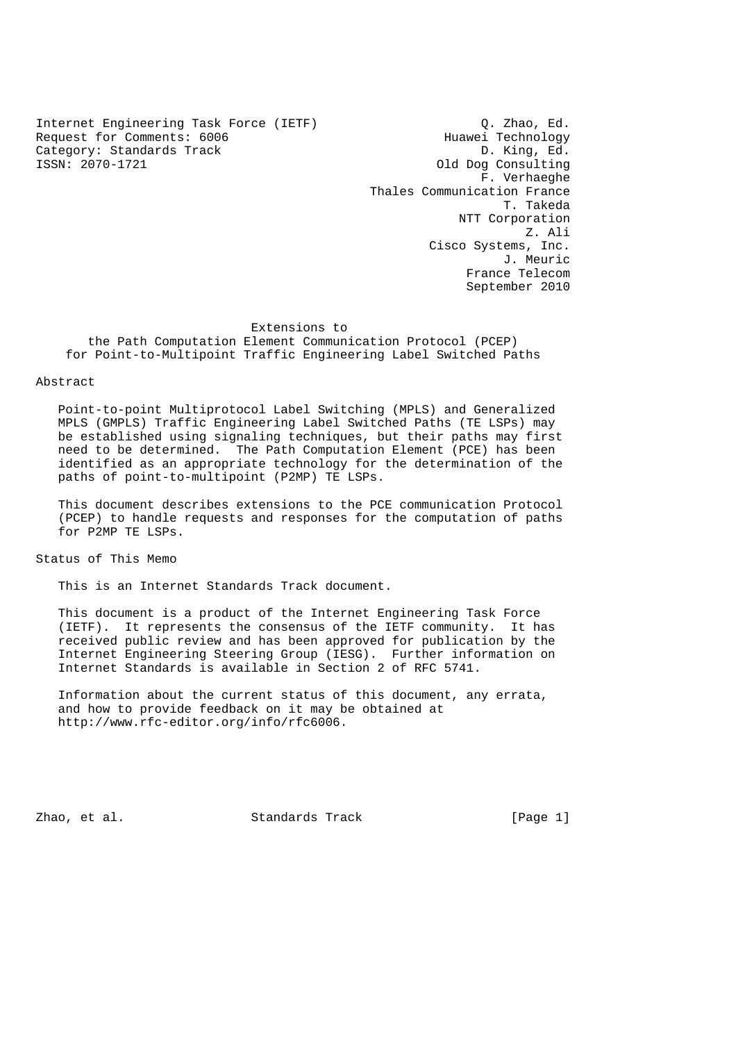Internet Engineering Task Force (IETF)  
Request for Comments: 6006  
Category: Standards Track  
ISSN: 2070-1721

Q. Zhao, Ed.  
Huawei Technology  
D. King, Ed.  
Old Dog Consulting  
F. Verhaeghe  
Thales Communication France  
T. Takeda  
NTT Corporation  
Z. Ali  
Cisco Systems, Inc.  
J. Meuric  
France Telecom  
September 2010

# Extensions to the Path Computation Element Communication Protocol (PCEP) for Point-to-Multipoint Traffic Engineering Label Switched Paths

## Abstract

Point-to-point Multiprotocol Label Switching (MPLS) and Generalized MPLS (GMPLS) Traffic Engineering Label Switched Paths (TE LSPs) may be established using signaling techniques, but their paths may first need to be determined. The Path Computation Element (PCE) has been identified as an appropriate technology for the determination of the paths of point-to-multipoint (P2MP) TE LSPs.

This document describes extensions to the PCE communication Protocol (PCEP) to handle requests and responses for the computation of paths for P2MP TE LSPs.

## Status of This Memo

This is an Internet Standards Track document.

This document is a product of the Internet Engineering Task Force (IETF). It represents the consensus of the IETF community. It has received public review and has been approved for publication by the Internet Engineering Steering Group (IESG). Further information on Internet Standards is available in Section 2 of RFC 5741.

Information about the current status of this document, any errata, and how to provide feedback on it may be obtained at http://www.rfc-editor.org/info/rfc6006.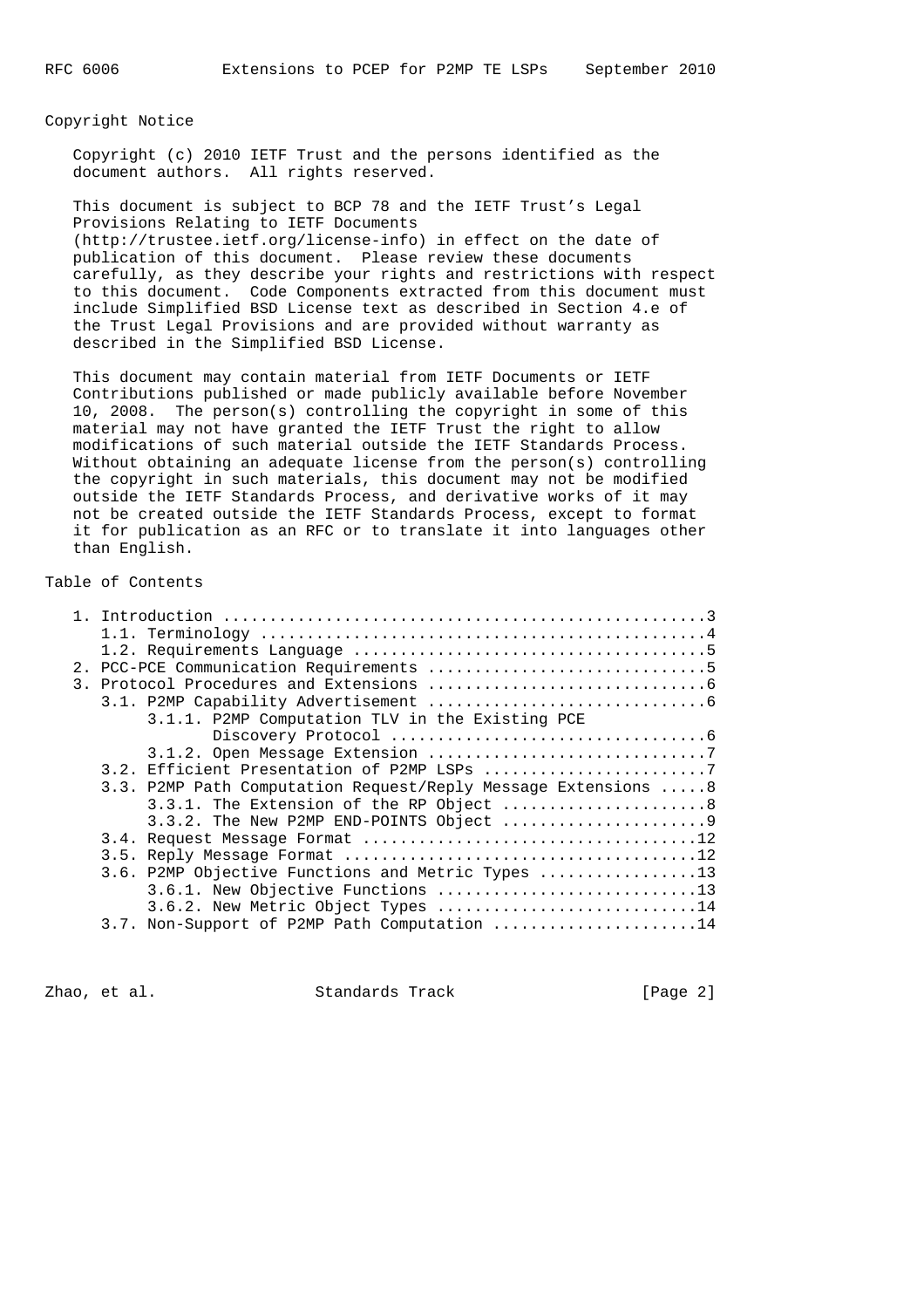## Copyright Notice

Copyright (c) 2010 IETF Trust and the persons identified as the document authors. All rights reserved.

This document is subject to BCP 78 and the IETF Trust's Legal Provisions Relating to IETF Documents (http://trustee.ietf.org/license-info) in effect on the date of publication of this document. Please review these documents carefully, as they describe your rights and restrictions with respect to this document. Code Components extracted from this document must include Simplified BSD License text as described in Section 4.e of the Trust Legal Provisions and are provided without warranty as described in the Simplified BSD License.

This document may contain material from IETF Documents or IETF Contributions published or made publicly available before November 10, 2008. The person(s) controlling the copyright in some of this material may not have granted the IETF Trust the right to allow modifications of such material outside the IETF Standards Process. Without obtaining an adequate license from the person(s) controlling the copyright in such materials, this document may not be modified outside the IETF Standards Process, and derivative works of it may not be created outside the IETF Standards Process, except to format it for publication as an RFC or to translate it into languages other than English.

## Table of Contents

```
   1. Introduction ....................................................3
      1.1. Terminology ................................................4
      1.2. Requirements Language ......................................5
   2. PCC-PCE Communication Requirements ..............................5
   3. Protocol Procedures and Extensions ..............................6
      3.1. P2MP Capability Advertisement ..............................6
           3.1.1. P2MP Computation TLV in the Existing PCE
                  Discovery Protocol ..................................6
           3.1.2. Open Message Extension ..............................7
      3.2. Efficient Presentation of P2MP LSPs ........................7
      3.3. P2MP Path Computation Request/Reply Message Extensions .....8
           3.3.1. The Extension of the RP Object ......................8
           3.3.2. The New P2MP END-POINTS Object ......................9
      3.4. Request Message Format ....................................12
      3.5. Reply Message Format ......................................12
      3.6. P2MP Objective Functions and Metric Types .................13
           3.6.1. New Objective Functions ............................13
           3.6.2. New Metric Object Types ............................14
      3.7. Non-Support of P2MP Path Computation ......................14
```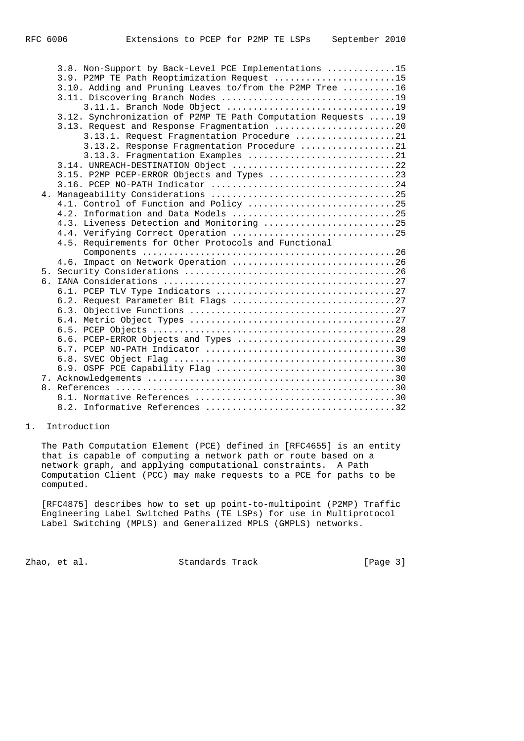3.8. Non-Support by Back-Level PCE Implementations .............15
3.9. P2MP TE Path Reoptimization Request .......................15
3.10. Adding and Pruning Leaves to/from the P2MP Tree ..........16
3.11. Discovering Branch Nodes .................................19
3.11.1. Branch Node Object ...............................19
3.12. Synchronization of P2MP TE Path Computation Requests .....19
3.13. Request and Response Fragmentation .......................20
3.13.1. Request Fragmentation Procedure ...................21
3.13.2. Response Fragmentation Procedure ..................21
3.13.3. Fragmentation Examples ............................21
3.14. UNREACH-DESTINATION Object ...............................22
3.15. P2MP PCEP-ERROR Objects and Types ........................23
3.16. PCEP NO-PATH Indicator ...................................24
4. Manageability Considerations ..................................25
4.1. Control of Function and Policy ............................25
4.2. Information and Data Models ...............................25
4.3. Liveness Detection and Monitoring .........................25
4.4. Verifying Correct Operation ...............................25
4.5. Requirements for Other Protocols and Functional Components ................................................26
4.6. Impact on Network Operation ...............................26
5. Security Considerations .......................................26
6. IANA Considerations ...........................................27
6.1. PCEP TLV Type Indicators ..................................27
6.2. Request Parameter Bit Flags ...............................27
6.3. Objective Functions .......................................27
6.4. Metric Object Types .......................................27
6.5. PCEP Objects ..............................................28
6.6. PCEP-ERROR Objects and Types ..............................29
6.7. PCEP NO-PATH Indicator ....................................30
6.8. SVEC Object Flag ..........................................30
6.9. OSPF PCE Capability Flag ..................................30
7. Acknowledgements ..............................................30
8. References ....................................................30
8.1. Normative References ......................................30
8.2. Informative References ....................................32

# 1. Introduction

The Path Computation Element (PCE) defined in [RFC4655] is an entity that is capable of computing a network path or route based on a network graph, and applying computational constraints. A Path Computation Client (PCC) may make requests to a PCE for paths to be computed.

[RFC4875] describes how to set up point-to-multipoint (P2MP) Traffic Engineering Label Switched Paths (TE LSPs) for use in Multiprotocol Label Switching (MPLS) and Generalized MPLS (GMPLS) networks.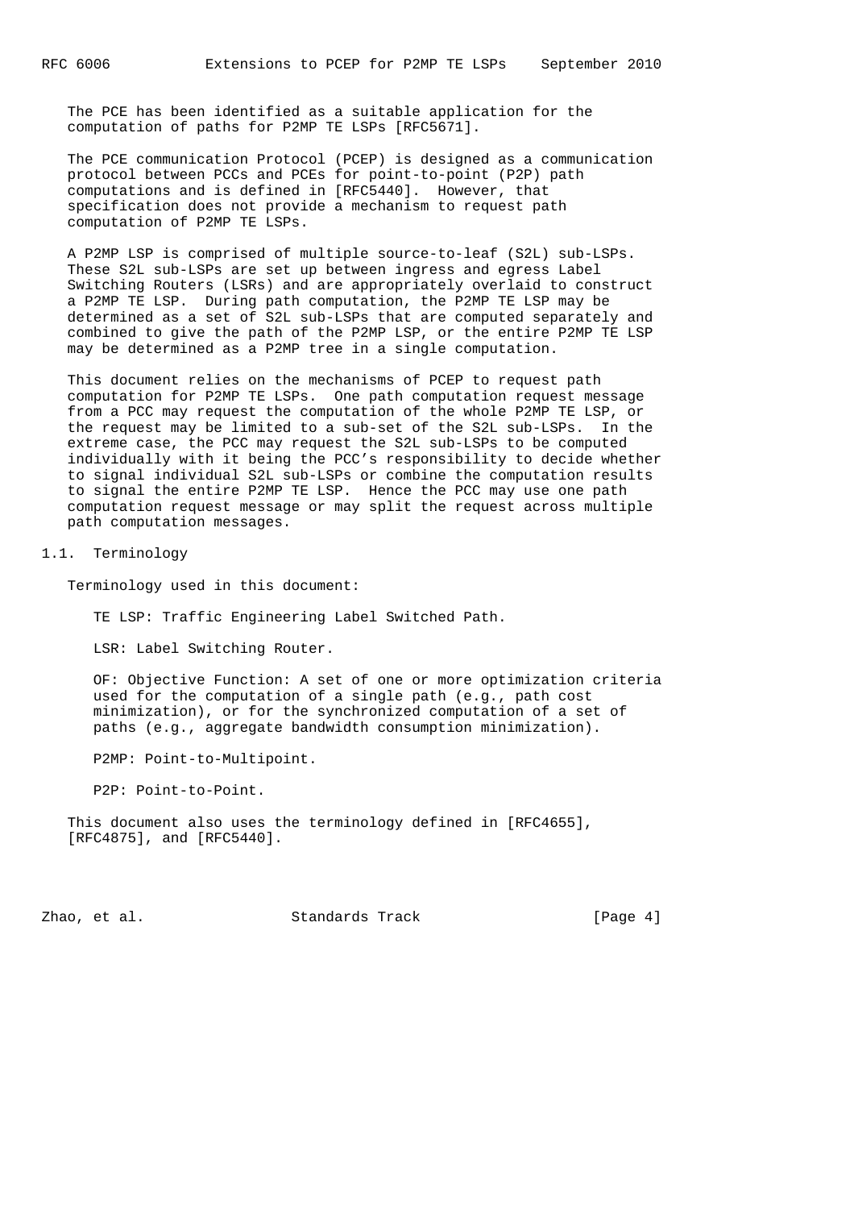The PCE has been identified as a suitable application for the computation of paths for P2MP TE LSPs [RFC5671].

The PCE communication Protocol (PCEP) is designed as a communication protocol between PCCs and PCEs for point-to-point (P2P) path computations and is defined in [RFC5440]. However, that specification does not provide a mechanism to request path computation of P2MP TE LSPs.

A P2MP LSP is comprised of multiple source-to-leaf (S2L) sub-LSPs. These S2L sub-LSPs are set up between ingress and egress Label Switching Routers (LSRs) and are appropriately overlaid to construct a P2MP TE LSP. During path computation, the P2MP TE LSP may be determined as a set of S2L sub-LSPs that are computed separately and combined to give the path of the P2MP LSP, or the entire P2MP TE LSP may be determined as a P2MP tree in a single computation.

This document relies on the mechanisms of PCEP to request path computation for P2MP TE LSPs. One path computation request message from a PCC may request the computation of the whole P2MP TE LSP, or the request may be limited to a sub-set of the S2L sub-LSPs. In the extreme case, the PCC may request the S2L sub-LSPs to be computed individually with it being the PCC's responsibility to decide whether to signal individual S2L sub-LSPs or combine the computation results to signal the entire P2MP TE LSP. Hence the PCC may use one path computation request message or may split the request across multiple path computation messages.

## 1.1. Terminology

Terminology used in this document:

TE LSP: Traffic Engineering Label Switched Path.

LSR: Label Switching Router.

OF: Objective Function: A set of one or more optimization criteria used for the computation of a single path (e.g., path cost minimization), or for the synchronized computation of a set of paths (e.g., aggregate bandwidth consumption minimization).

P2MP: Point-to-Multipoint.

P2P: Point-to-Point.

This document also uses the terminology defined in [RFC4655], [RFC4875], and [RFC5440].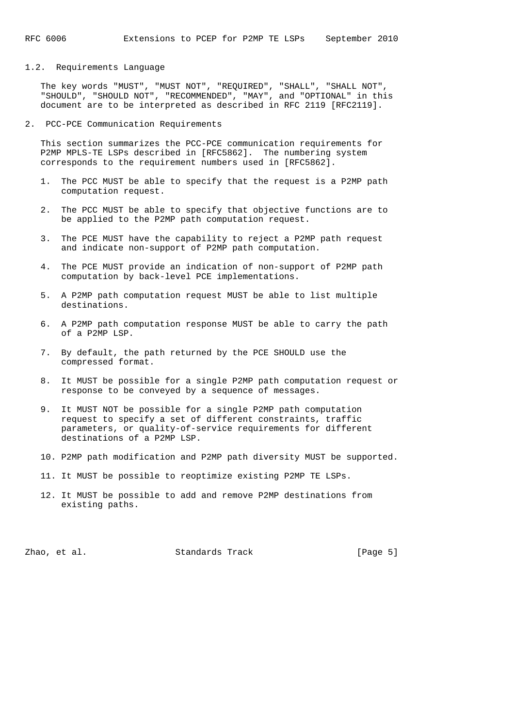## 1.2. Requirements Language

The key words "MUST", "MUST NOT", "REQUIRED", "SHALL", "SHALL NOT", "SHOULD", "SHOULD NOT", "RECOMMENDED", "MAY", and "OPTIONAL" in this document are to be interpreted as described in RFC 2119 [RFC2119].

# 2. PCC-PCE Communication Requirements

This section summarizes the PCC-PCE communication requirements for P2MP MPLS-TE LSPs described in [RFC5862]. The numbering system corresponds to the requirement numbers used in [RFC5862].

1. The PCC MUST be able to specify that the request is a P2MP path computation request.

2. The PCC MUST be able to specify that objective functions are to be applied to the P2MP path computation request.

3. The PCE MUST have the capability to reject a P2MP path request and indicate non-support of P2MP path computation.

4. The PCE MUST provide an indication of non-support of P2MP path computation by back-level PCE implementations.

5. A P2MP path computation request MUST be able to list multiple destinations.

6. A P2MP path computation response MUST be able to carry the path of a P2MP LSP.

7. By default, the path returned by the PCE SHOULD use the compressed format.

8. It MUST be possible for a single P2MP path computation request or response to be conveyed by a sequence of messages.

9. It MUST NOT be possible for a single P2MP path computation request to specify a set of different constraints, traffic parameters, or quality-of-service requirements for different destinations of a P2MP LSP.

10. P2MP path modification and P2MP path diversity MUST be supported.

11. It MUST be possible to reoptimize existing P2MP TE LSPs.

12. It MUST be possible to add and remove P2MP destinations from existing paths.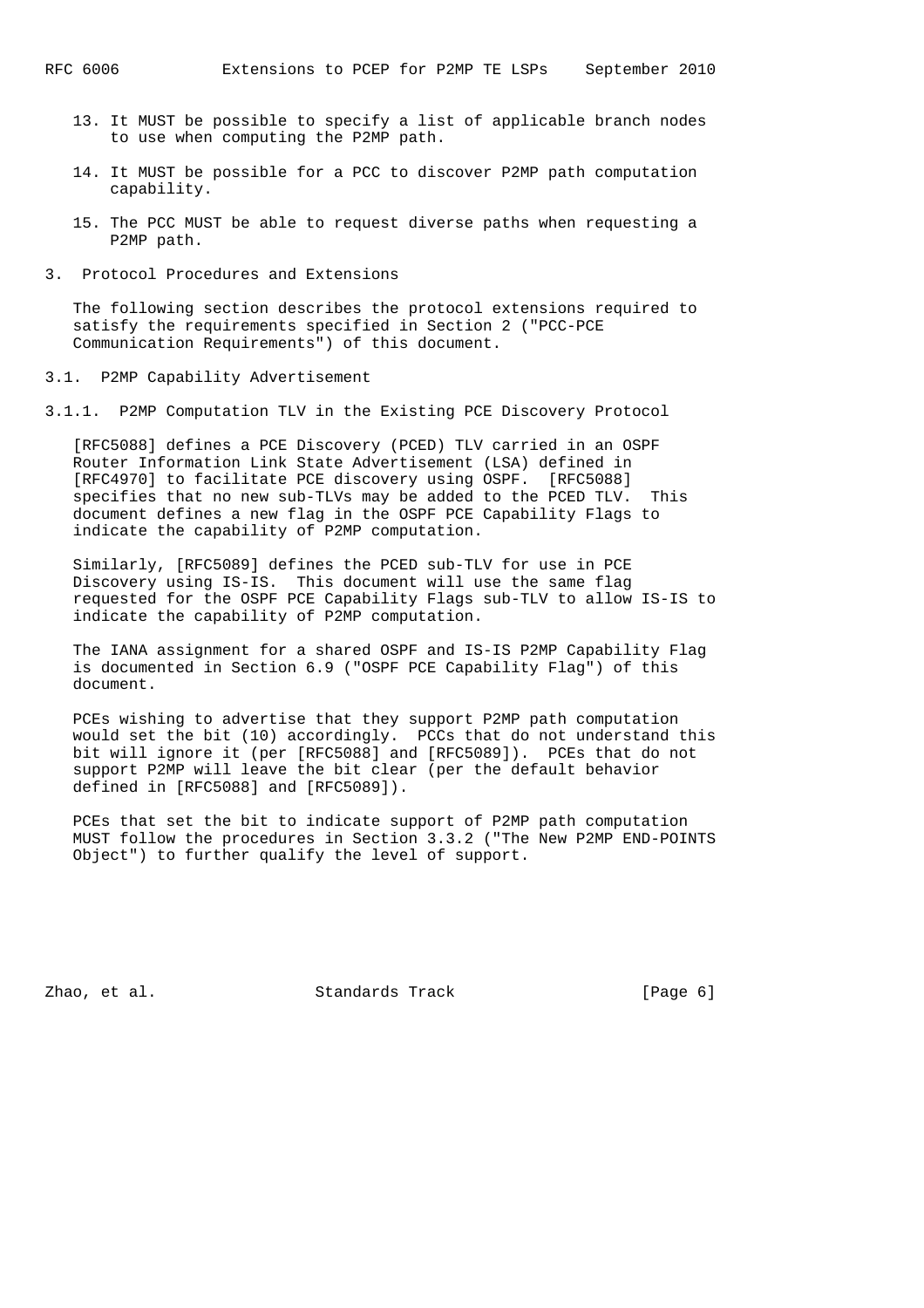13. It MUST be possible to specify a list of applicable branch nodes to use when computing the P2MP path.

14. It MUST be possible for a PCC to discover P2MP path computation capability.

15. The PCC MUST be able to request diverse paths when requesting a P2MP path.

# 3. Protocol Procedures and Extensions

The following section describes the protocol extensions required to satisfy the requirements specified in Section 2 ("PCC-PCE Communication Requirements") of this document.

## 3.1. P2MP Capability Advertisement

### 3.1.1. P2MP Computation TLV in the Existing PCE Discovery Protocol

[RFC5088] defines a PCE Discovery (PCED) TLV carried in an OSPF Router Information Link State Advertisement (LSA) defined in [RFC4970] to facilitate PCE discovery using OSPF. [RFC5088] specifies that no new sub-TLVs may be added to the PCED TLV. This document defines a new flag in the OSPF PCE Capability Flags to indicate the capability of P2MP computation.

Similarly, [RFC5089] defines the PCED sub-TLV for use in PCE Discovery using IS-IS. This document will use the same flag requested for the OSPF PCE Capability Flags sub-TLV to allow IS-IS to indicate the capability of P2MP computation.

The IANA assignment for a shared OSPF and IS-IS P2MP Capability Flag is documented in Section 6.9 ("OSPF PCE Capability Flag") of this document.

PCEs wishing to advertise that they support P2MP path computation would set the bit (10) accordingly. PCCs that do not understand this bit will ignore it (per [RFC5088] and [RFC5089]). PCEs that do not support P2MP will leave the bit clear (per the default behavior defined in [RFC5088] and [RFC5089]).

PCEs that set the bit to indicate support of P2MP path computation MUST follow the procedures in Section 3.3.2 ("The New P2MP END-POINTS Object") to further qualify the level of support.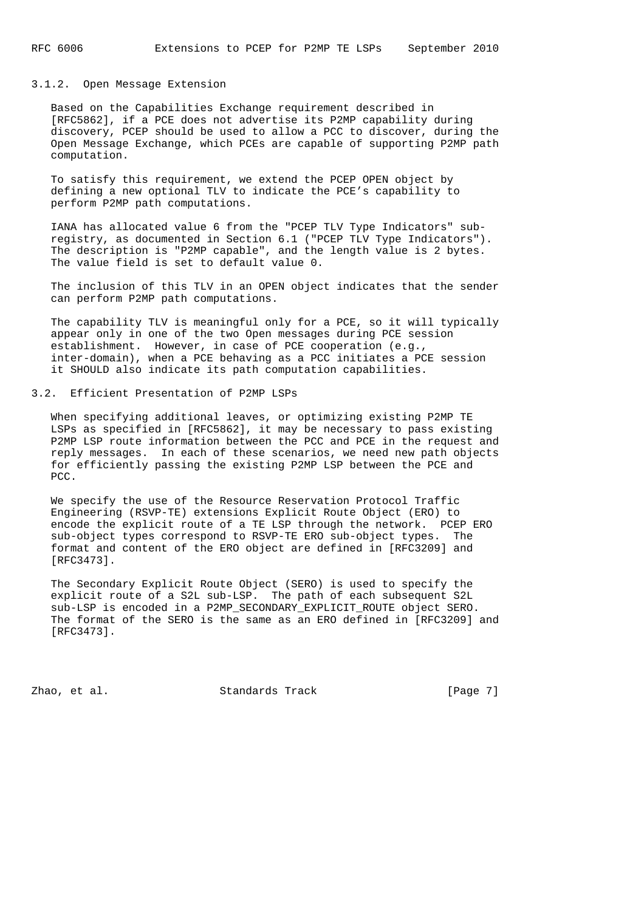### 3.1.2. Open Message Extension

Based on the Capabilities Exchange requirement described in [RFC5862], if a PCE does not advertise its P2MP capability during discovery, PCEP should be used to allow a PCC to discover, during the Open Message Exchange, which PCEs are capable of supporting P2MP path computation.

To satisfy this requirement, we extend the PCEP OPEN object by defining a new optional TLV to indicate the PCE's capability to perform P2MP path computations.

IANA has allocated value 6 from the "PCEP TLV Type Indicators" sub-registry, as documented in Section 6.1 ("PCEP TLV Type Indicators"). The description is "P2MP capable", and the length value is 2 bytes. The value field is set to default value 0.

The inclusion of this TLV in an OPEN object indicates that the sender can perform P2MP path computations.

The capability TLV is meaningful only for a PCE, so it will typically appear only in one of the two Open messages during PCE session establishment. However, in case of PCE cooperation (e.g., inter-domain), when a PCE behaving as a PCC initiates a PCE session it SHOULD also indicate its path computation capabilities.

## 3.2. Efficient Presentation of P2MP LSPs

When specifying additional leaves, or optimizing existing P2MP TE LSPs as specified in [RFC5862], it may be necessary to pass existing P2MP LSP route information between the PCC and PCE in the request and reply messages. In each of these scenarios, we need new path objects for efficiently passing the existing P2MP LSP between the PCE and PCC.

We specify the use of the Resource Reservation Protocol Traffic Engineering (RSVP-TE) extensions Explicit Route Object (ERO) to encode the explicit route of a TE LSP through the network. PCEP ERO sub-object types correspond to RSVP-TE ERO sub-object types. The format and content of the ERO object are defined in [RFC3209] and [RFC3473].

The Secondary Explicit Route Object (SERO) is used to specify the explicit route of a S2L sub-LSP. The path of each subsequent S2L sub-LSP is encoded in a P2MP_SECONDARY_EXPLICIT_ROUTE object SERO. The format of the SERO is the same as an ERO defined in [RFC3209] and [RFC3473].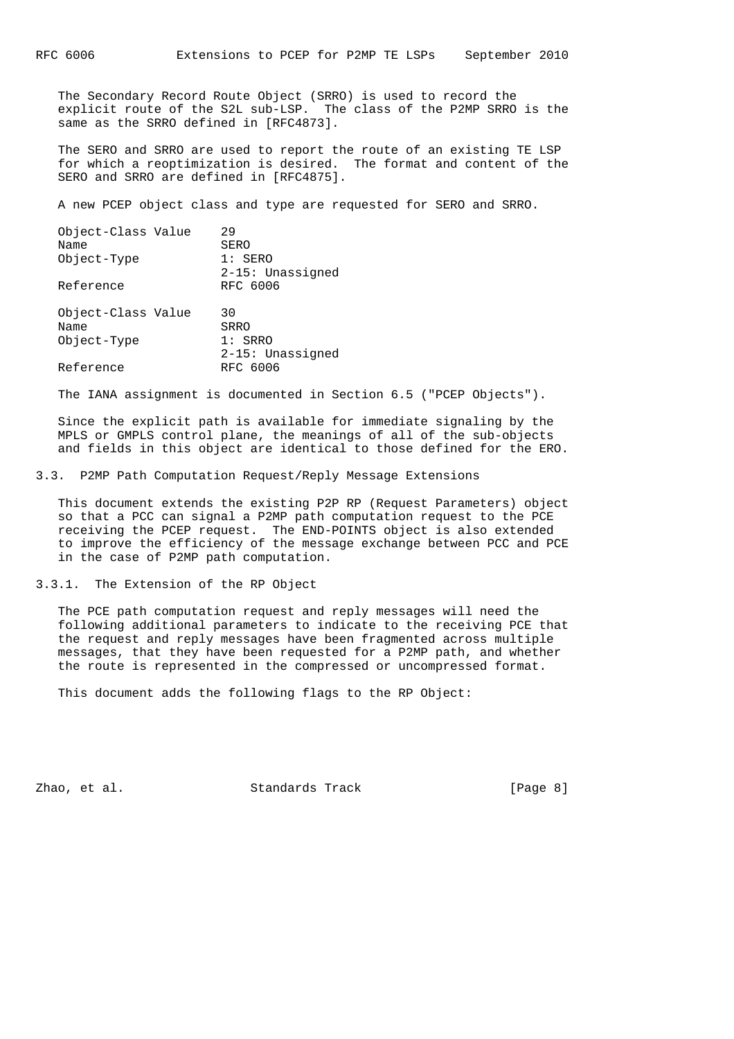The Secondary Record Route Object (SRRO) is used to record the explicit route of the S2L sub-LSP. The class of the P2MP SRRO is the same as the SRRO defined in [RFC4873].

The SERO and SRRO are used to report the route of an existing TE LSP for which a reoptimization is desired. The format and content of the SERO and SRRO are defined in [RFC4875].

A new PCEP object class and type are requested for SERO and SRRO.

```
Object-Class Value    29
Name                  SERO
Object-Type           1: SERO
                      2-15: Unassigned
Reference             RFC 6006

Object-Class Value    30
Name                  SRRO
Object-Type           1: SRRO
                      2-15: Unassigned
Reference             RFC 6006
```

The IANA assignment is documented in Section 6.5 ("PCEP Objects").

Since the explicit path is available for immediate signaling by the MPLS or GMPLS control plane, the meanings of all of the sub-objects and fields in this object are identical to those defined for the ERO.

### 3.3. P2MP Path Computation Request/Reply Message Extensions

This document extends the existing P2P RP (Request Parameters) object so that a PCC can signal a P2MP path computation request to the PCE receiving the PCEP request. The END-POINTS object is also extended to improve the efficiency of the message exchange between PCC and PCE in the case of P2MP path computation.

#### 3.3.1. The Extension of the RP Object

The PCE path computation request and reply messages will need the following additional parameters to indicate to the receiving PCE that the request and reply messages have been fragmented across multiple messages, that they have been requested for a P2MP path, and whether the route is represented in the compressed or uncompressed format.

This document adds the following flags to the RP Object: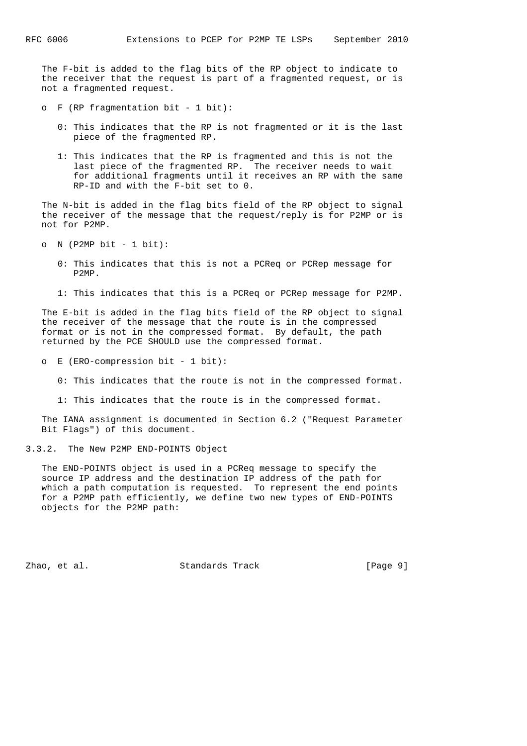The F-bit is added to the flag bits of the RP object to indicate to the receiver that the request is part of a fragmented request, or is not a fragmented request.

- F (RP fragmentation bit - 1 bit):

  0: This indicates that the RP is not fragmented or it is the last piece of the fragmented RP.

  1: This indicates that the RP is fragmented and this is not the last piece of the fragmented RP. The receiver needs to wait for additional fragments until it receives an RP with the same RP-ID and with the F-bit set to 0.

The N-bit is added in the flag bits field of the RP object to signal the receiver of the message that the request/reply is for P2MP or is not for P2MP.

- N (P2MP bit - 1 bit):

  0: This indicates that this is not a PCReq or PCRep message for P2MP.

  1: This indicates that this is a PCReq or PCRep message for P2MP.

The E-bit is added in the flag bits field of the RP object to signal the receiver of the message that the route is in the compressed format or is not in the compressed format. By default, the path returned by the PCE SHOULD use the compressed format.

- E (ERO-compression bit - 1 bit):

  0: This indicates that the route is not in the compressed format.

  1: This indicates that the route is in the compressed format.

The IANA assignment is documented in Section 6.2 ("Request Parameter Bit Flags") of this document.

### 3.3.2. The New P2MP END-POINTS Object

The END-POINTS object is used in a PCReq message to specify the source IP address and the destination IP address of the path for which a path computation is requested. To represent the end points for a P2MP path efficiently, we define two new types of END-POINTS objects for the P2MP path: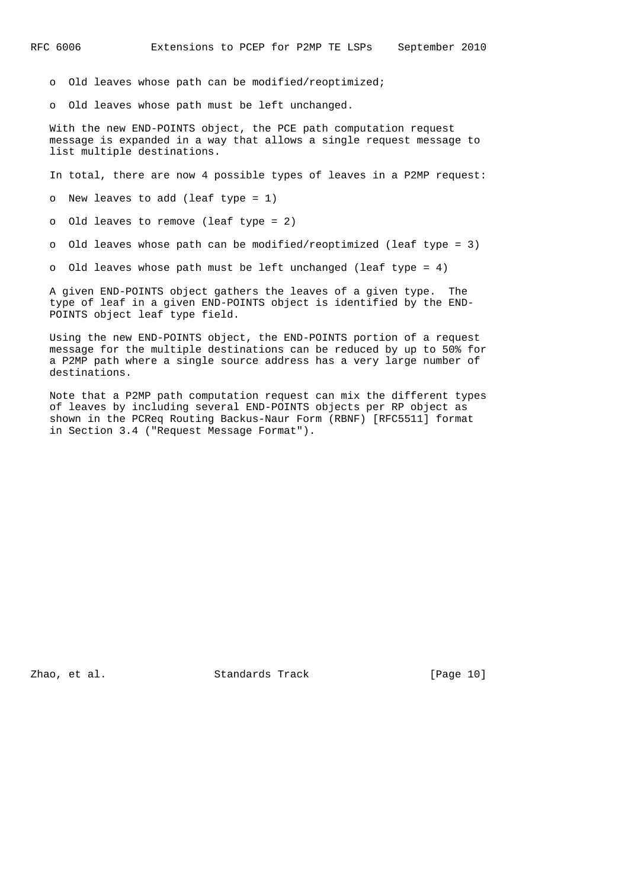- Old leaves whose path can be modified/reoptimized;
- Old leaves whose path must be left unchanged.

With the new END-POINTS object, the PCE path computation request message is expanded in a way that allows a single request message to list multiple destinations.

In total, there are now 4 possible types of leaves in a P2MP request:

- New leaves to add (leaf type = 1)
- Old leaves to remove (leaf type = 2)
- Old leaves whose path can be modified/reoptimized (leaf type = 3)
- Old leaves whose path must be left unchanged (leaf type = 4)

A given END-POINTS object gathers the leaves of a given type. The type of leaf in a given END-POINTS object is identified by the END-POINTS object leaf type field.

Using the new END-POINTS object, the END-POINTS portion of a request message for the multiple destinations can be reduced by up to 50% for a P2MP path where a single source address has a very large number of destinations.

Note that a P2MP path computation request can mix the different types of leaves by including several END-POINTS objects per RP object as shown in the PCReq Routing Backus-Naur Form (RBNF) [RFC5511] format in Section 3.4 ("Request Message Format").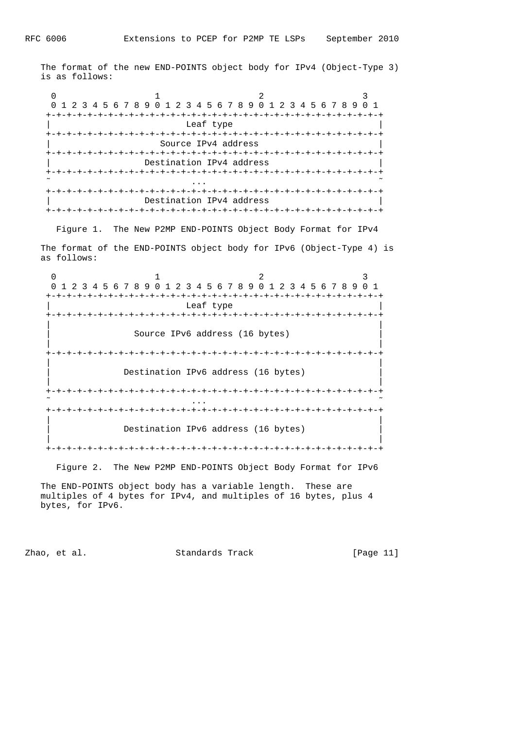The format of the new END-POINTS object body for IPv4 (Object-Type 3) is as follows:

```
 0                   1                   2                   3
 0 1 2 3 4 5 6 7 8 9 0 1 2 3 4 5 6 7 8 9 0 1 2 3 4 5 6 7 8 9 0 1
+-+-+-+-+-+-+-+-+-+-+-+-+-+-+-+-+-+-+-+-+-+-+-+-+-+-+-+-+-+-+-+-+
|                          Leaf type                            |
+-+-+-+-+-+-+-+-+-+-+-+-+-+-+-+-+-+-+-+-+-+-+-+-+-+-+-+-+-+-+-+-+
|                     Source IPv4 address                       |
+-+-+-+-+-+-+-+-+-+-+-+-+-+-+-+-+-+-+-+-+-+-+-+-+-+-+-+-+-+-+-+-+
|                  Destination IPv4 address                     |
+-+-+-+-+-+-+-+-+-+-+-+-+-+-+-+-+-+-+-+-+-+-+-+-+-+-+-+-+-+-+-+-+
~                           ...                                 ~
+-+-+-+-+-+-+-+-+-+-+-+-+-+-+-+-+-+-+-+-+-+-+-+-+-+-+-+-+-+-+-+-+
|                  Destination IPv4 address                     |
+-+-+-+-+-+-+-+-+-+-+-+-+-+-+-+-+-+-+-+-+-+-+-+-+-+-+-+-+-+-+-+-+
```

Figure 1. The New P2MP END-POINTS Object Body Format for IPv4

The format of the END-POINTS object body for IPv6 (Object-Type 4) is as follows:

```
 0                   1                   2                   3
 0 1 2 3 4 5 6 7 8 9 0 1 2 3 4 5 6 7 8 9 0 1 2 3 4 5 6 7 8 9 0 1
+-+-+-+-+-+-+-+-+-+-+-+-+-+-+-+-+-+-+-+-+-+-+-+-+-+-+-+-+-+-+-+-+
|                          Leaf type                            |
+-+-+-+-+-+-+-+-+-+-+-+-+-+-+-+-+-+-+-+-+-+-+-+-+-+-+-+-+-+-+-+-+
|                                                               |
|                Source IPv6 address (16 bytes)                 |
|                                                               |
+-+-+-+-+-+-+-+-+-+-+-+-+-+-+-+-+-+-+-+-+-+-+-+-+-+-+-+-+-+-+-+-+
|                                                               |
|              Destination IPv6 address (16 bytes)              |
|                                                               |
+-+-+-+-+-+-+-+-+-+-+-+-+-+-+-+-+-+-+-+-+-+-+-+-+-+-+-+-+-+-+-+-+
~                           ...                                 ~
+-+-+-+-+-+-+-+-+-+-+-+-+-+-+-+-+-+-+-+-+-+-+-+-+-+-+-+-+-+-+-+-+
|                                                               |
|              Destination IPv6 address (16 bytes)              |
|                                                               |
+-+-+-+-+-+-+-+-+-+-+-+-+-+-+-+-+-+-+-+-+-+-+-+-+-+-+-+-+-+-+-+-+
```

Figure 2. The New P2MP END-POINTS Object Body Format for IPv6

The END-POINTS object body has a variable length. These are multiples of 4 bytes for IPv4, and multiples of 16 bytes, plus 4 bytes, for IPv6.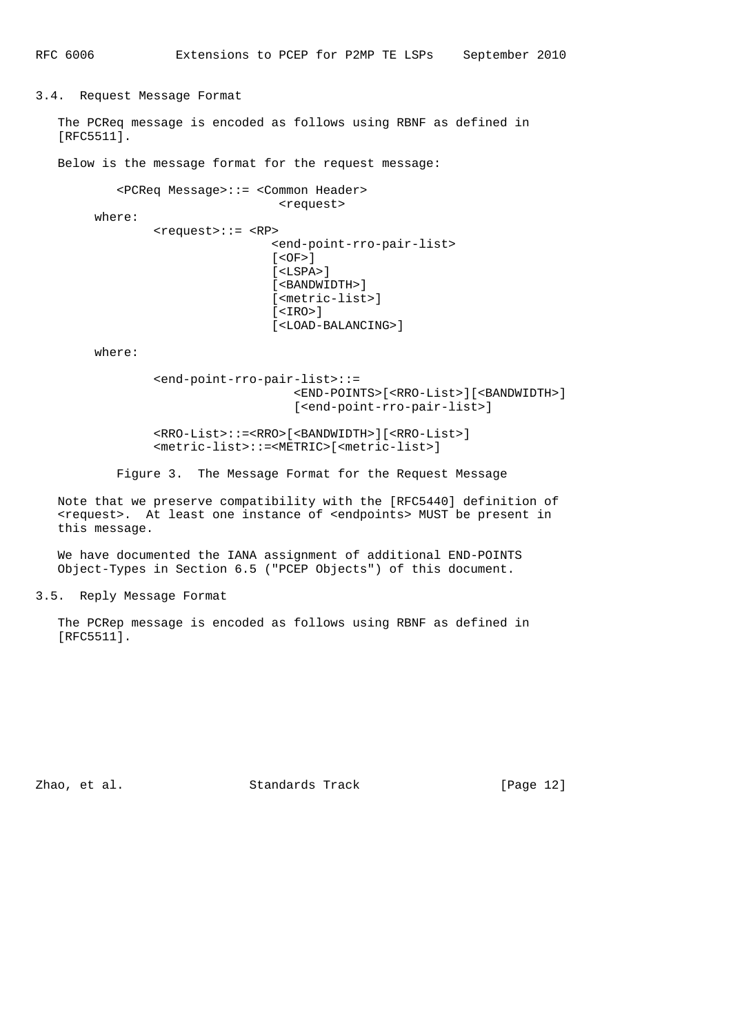### 3.4. Request Message Format

The PCReq message is encoded as follows using RBNF as defined in [RFC5511].

Below is the message format for the request message:

```
        <PCReq Message>::= <Common Header>
                           <request>
     where:
            <request>::= <RP>
                         <end-point-rro-pair-list>
                         [<OF>]
                         [<LSPA>]
                         [<BANDWIDTH>]
                         [<metric-list>]
                         [<IRO>]
                         [<LOAD-BALANCING>]

     where:

            <end-point-rro-pair-list>::=
                             <END-POINTS>[<RRO-List>][<BANDWIDTH>]
                             [<end-point-rro-pair-list>]

            <RRO-List>::=<RRO>[<BANDWIDTH>][<RRO-List>]
            <metric-list>::=<METRIC>[<metric-list>]
```

Figure 3. The Message Format for the Request Message

Note that we preserve compatibility with the [RFC5440] definition of <request>. At least one instance of <endpoints> MUST be present in this message.

We have documented the IANA assignment of additional END-POINTS Object-Types in Section 6.5 ("PCEP Objects") of this document.

### 3.5. Reply Message Format

The PCRep message is encoded as follows using RBNF as defined in [RFC5511].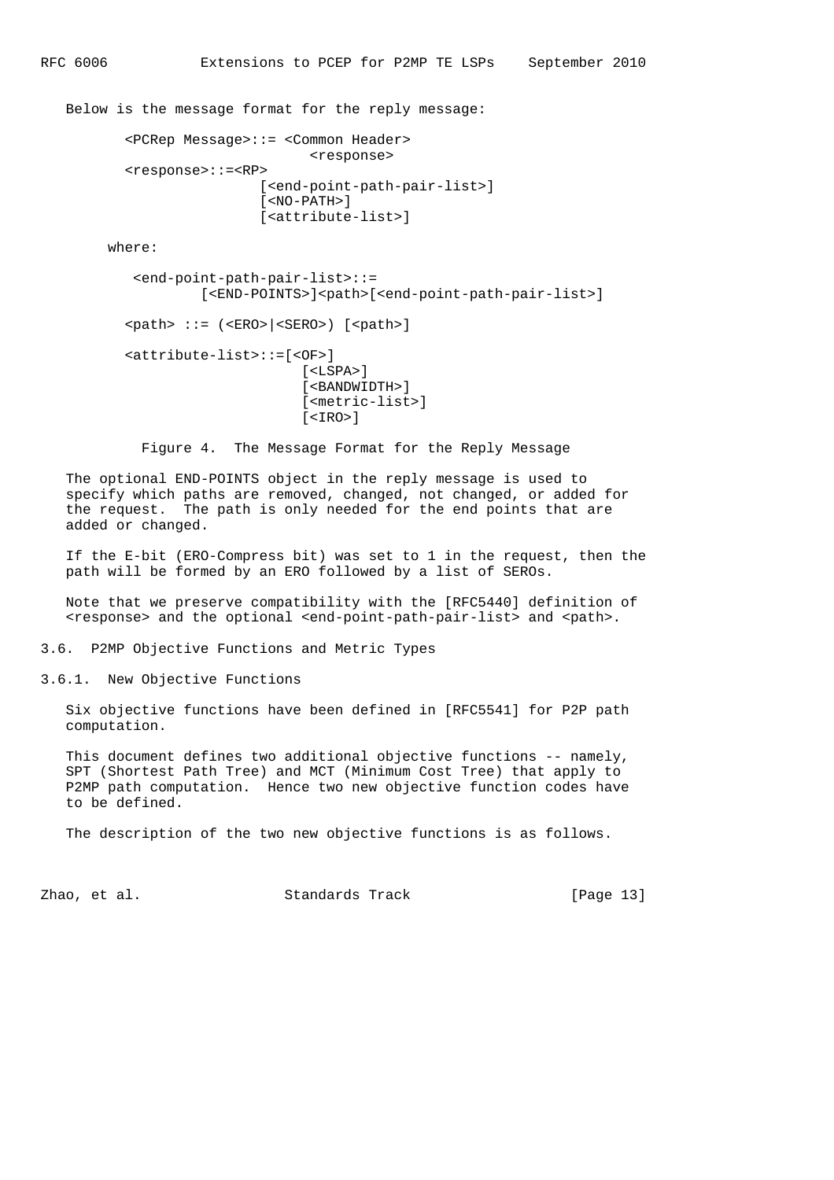Below is the message format for the reply message:

```
<PCRep Message>::= <Common Header>
                       <response>
<response>::=<RP>
                  [<end-point-path-pair-list>]
                  [<NO-PATH>]
                  [<attribute-list>]
```

where:

```
<end-point-path-pair-list>::=
        [<END-POINTS>]<path>[<end-point-path-pair-list>]

<path> ::= (<ERO>|<SERO>) [<path>]

<attribute-list>::=[<OF>]
                       [<LSPA>]
                       [<BANDWIDTH>]
                       [<metric-list>]
                       [<IRO>]
```

Figure 4. The Message Format for the Reply Message

The optional END-POINTS object in the reply message is used to specify which paths are removed, changed, not changed, or added for the request. The path is only needed for the end points that are added or changed.

If the E-bit (ERO-Compress bit) was set to 1 in the request, then the path will be formed by an ERO followed by a list of SEROs.

Note that we preserve compatibility with the [RFC5440] definition of <response> and the optional <end-point-path-pair-list> and <path>.

### 3.6. P2MP Objective Functions and Metric Types

#### 3.6.1. New Objective Functions

Six objective functions have been defined in [RFC5541] for P2P path computation.

This document defines two additional objective functions -- namely, SPT (Shortest Path Tree) and MCT (Minimum Cost Tree) that apply to P2MP path computation. Hence two new objective function codes have to be defined.

The description of the two new objective functions is as follows.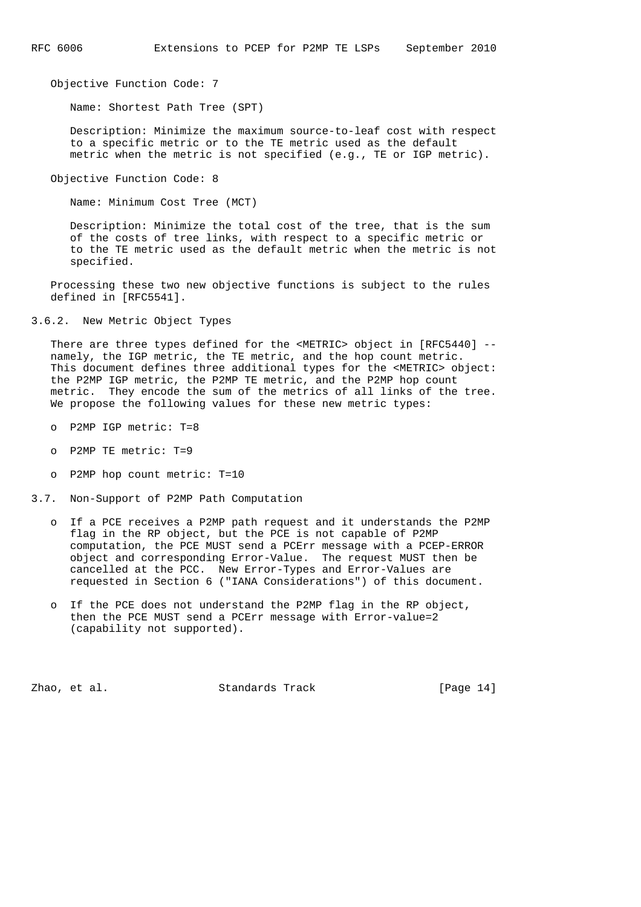Objective Function Code: 7

Name: Shortest Path Tree (SPT)

Description: Minimize the maximum source-to-leaf cost with respect to a specific metric or to the TE metric used as the default metric when the metric is not specified (e.g., TE or IGP metric).

Objective Function Code: 8

Name: Minimum Cost Tree (MCT)

Description: Minimize the total cost of the tree, that is the sum of the costs of tree links, with respect to a specific metric or to the TE metric used as the default metric when the metric is not specified.

Processing these two new objective functions is subject to the rules defined in [RFC5541].

### 3.6.2. New Metric Object Types

There are three types defined for the <METRIC> object in [RFC5440] -- namely, the IGP metric, the TE metric, and the hop count metric. This document defines three additional types for the <METRIC> object: the P2MP IGP metric, the P2MP TE metric, and the P2MP hop count metric. They encode the sum of the metrics of all links of the tree. We propose the following values for these new metric types:

- P2MP IGP metric: T=8
- P2MP TE metric: T=9
- P2MP hop count metric: T=10

## 3.7. Non-Support of P2MP Path Computation

- If a PCE receives a P2MP path request and it understands the P2MP flag in the RP object, but the PCE is not capable of P2MP computation, the PCE MUST send a PCErr message with a PCEP-ERROR object and corresponding Error-Value. The request MUST then be cancelled at the PCC. New Error-Types and Error-Values are requested in Section 6 ("IANA Considerations") of this document.
- If the PCE does not understand the P2MP flag in the RP object, then the PCE MUST send a PCErr message with Error-value=2 (capability not supported).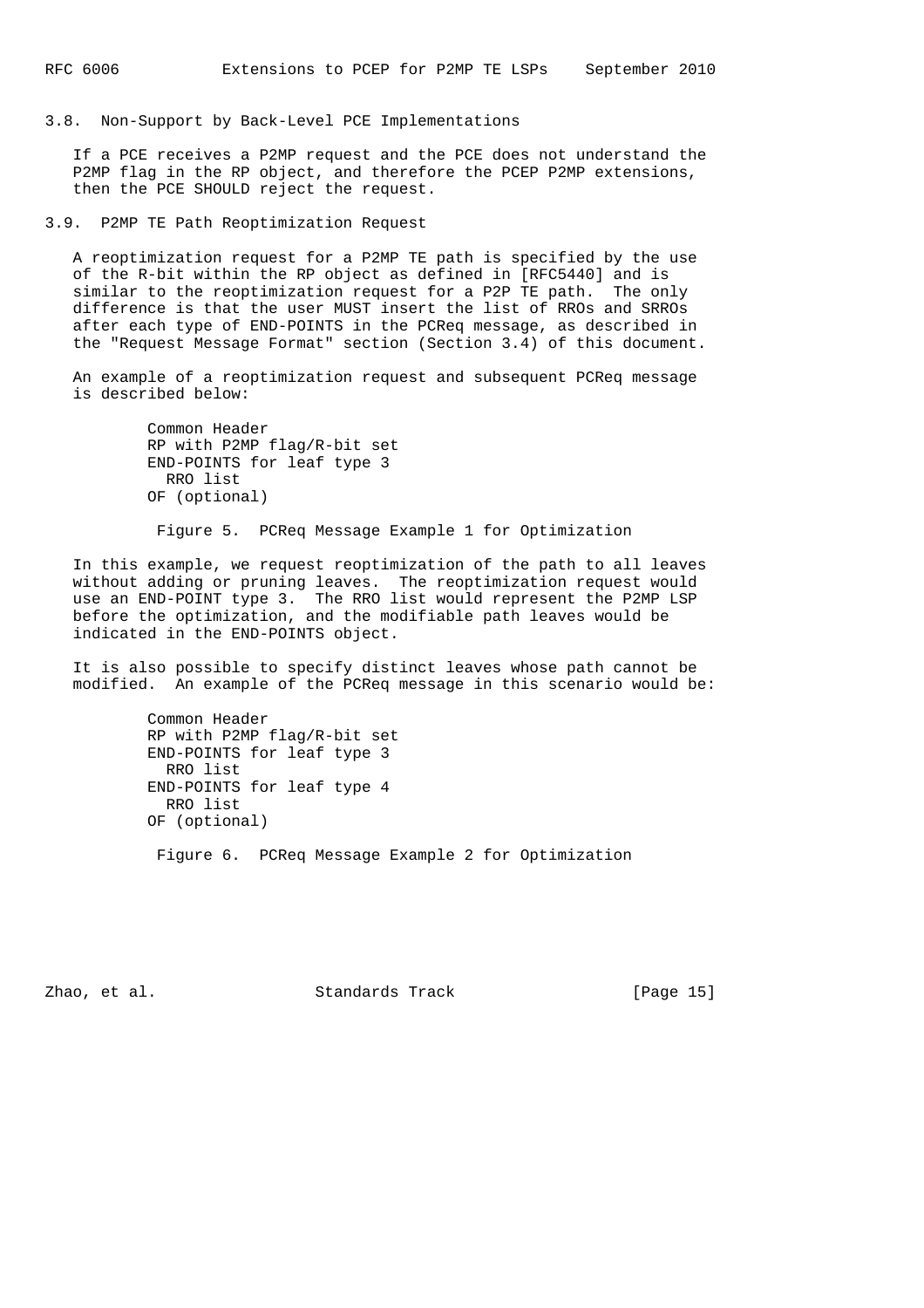### 3.8. Non-Support by Back-Level PCE Implementations

If a PCE receives a P2MP request and the PCE does not understand the P2MP flag in the RP object, and therefore the PCEP P2MP extensions, then the PCE SHOULD reject the request.

### 3.9. P2MP TE Path Reoptimization Request

A reoptimization request for a P2MP TE path is specified by the use of the R-bit within the RP object as defined in [RFC5440] and is similar to the reoptimization request for a P2P TE path. The only difference is that the user MUST insert the list of RROs and SRROs after each type of END-POINTS in the PCReq message, as described in the "Request Message Format" section (Section 3.4) of this document.

An example of a reoptimization request and subsequent PCReq message is described below:

```
Common Header
RP with P2MP flag/R-bit set
END-POINTS for leaf type 3
  RRO list
OF (optional)
```

Figure 5. PCReq Message Example 1 for Optimization

In this example, we request reoptimization of the path to all leaves without adding or pruning leaves. The reoptimization request would use an END-POINT type 3. The RRO list would represent the P2MP LSP before the optimization, and the modifiable path leaves would be indicated in the END-POINTS object.

It is also possible to specify distinct leaves whose path cannot be modified. An example of the PCReq message in this scenario would be:

```
Common Header
RP with P2MP flag/R-bit set
END-POINTS for leaf type 3
  RRO list
END-POINTS for leaf type 4
  RRO list
OF (optional)
```

Figure 6. PCReq Message Example 2 for Optimization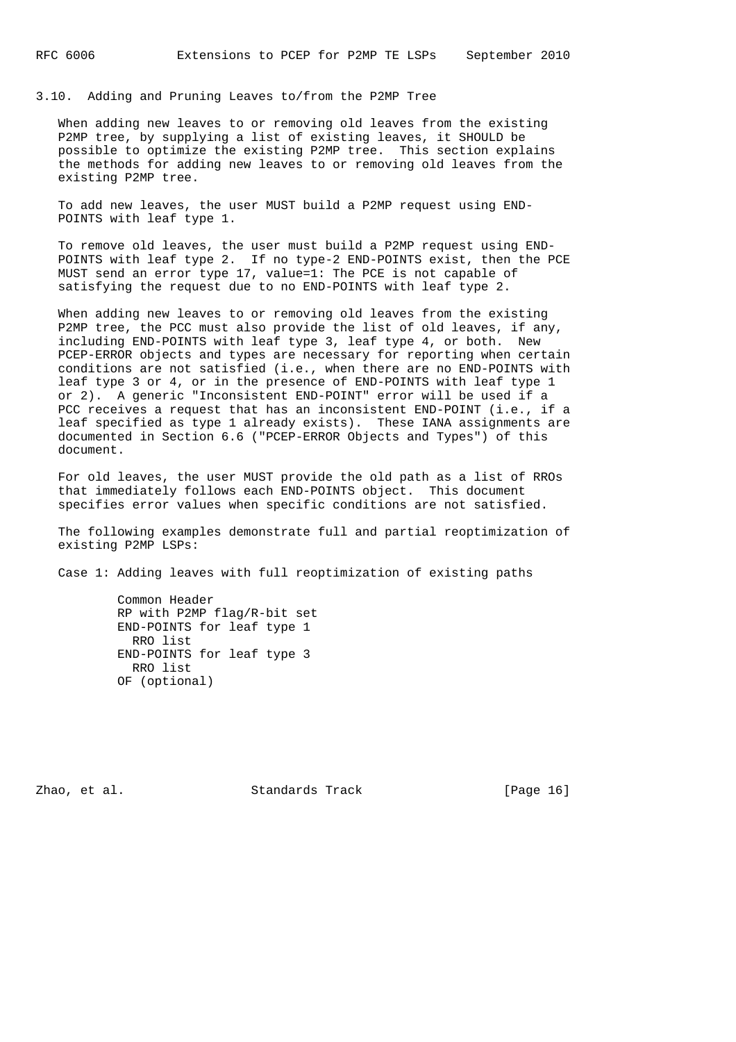## 3.10. Adding and Pruning Leaves to/from the P2MP Tree

When adding new leaves to or removing old leaves from the existing P2MP tree, by supplying a list of existing leaves, it SHOULD be possible to optimize the existing P2MP tree. This section explains the methods for adding new leaves to or removing old leaves from the existing P2MP tree.

To add new leaves, the user MUST build a P2MP request using END-POINTS with leaf type 1.

To remove old leaves, the user must build a P2MP request using END-POINTS with leaf type 2. If no type-2 END-POINTS exist, then the PCE MUST send an error type 17, value=1: The PCE is not capable of satisfying the request due to no END-POINTS with leaf type 2.

When adding new leaves to or removing old leaves from the existing P2MP tree, the PCC must also provide the list of old leaves, if any, including END-POINTS with leaf type 3, leaf type 4, or both. New PCEP-ERROR objects and types are necessary for reporting when certain conditions are not satisfied (i.e., when there are no END-POINTS with leaf type 3 or 4, or in the presence of END-POINTS with leaf type 1 or 2). A generic "Inconsistent END-POINT" error will be used if a PCC receives a request that has an inconsistent END-POINT (i.e., if a leaf specified as type 1 already exists). These IANA assignments are documented in Section 6.6 ("PCEP-ERROR Objects and Types") of this document.

For old leaves, the user MUST provide the old path as a list of RROs that immediately follows each END-POINTS object. This document specifies error values when specific conditions are not satisfied.

The following examples demonstrate full and partial reoptimization of existing P2MP LSPs:

Case 1: Adding leaves with full reoptimization of existing paths

```
Common Header
RP with P2MP flag/R-bit set
END-POINTS for leaf type 1
  RRO list
END-POINTS for leaf type 3
  RRO list
OF (optional)
```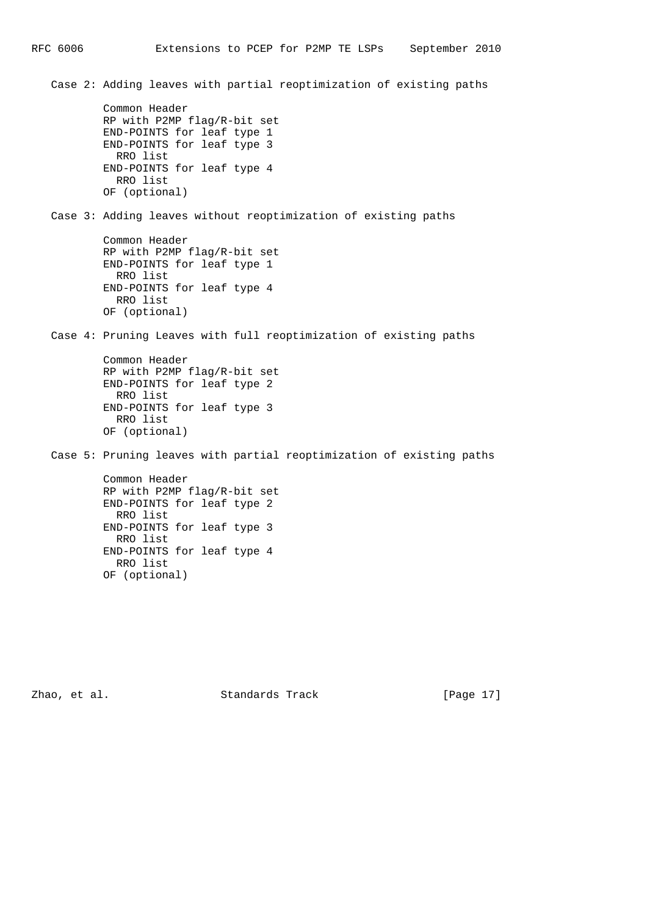Case 2: Adding leaves with partial reoptimization of existing paths

```
Common Header
RP with P2MP flag/R-bit set
END-POINTS for leaf type 1
END-POINTS for leaf type 3
  RRO list
END-POINTS for leaf type 4
  RRO list
OF (optional)
```

Case 3: Adding leaves without reoptimization of existing paths

```
Common Header
RP with P2MP flag/R-bit set
END-POINTS for leaf type 1
  RRO list
END-POINTS for leaf type 4
  RRO list
OF (optional)
```

Case 4: Pruning Leaves with full reoptimization of existing paths

```
Common Header
RP with P2MP flag/R-bit set
END-POINTS for leaf type 2
  RRO list
END-POINTS for leaf type 3
  RRO list
OF (optional)
```

Case 5: Pruning leaves with partial reoptimization of existing paths

```
Common Header
RP with P2MP flag/R-bit set
END-POINTS for leaf type 2
  RRO list
END-POINTS for leaf type 3
  RRO list
END-POINTS for leaf type 4
  RRO list
OF (optional)
```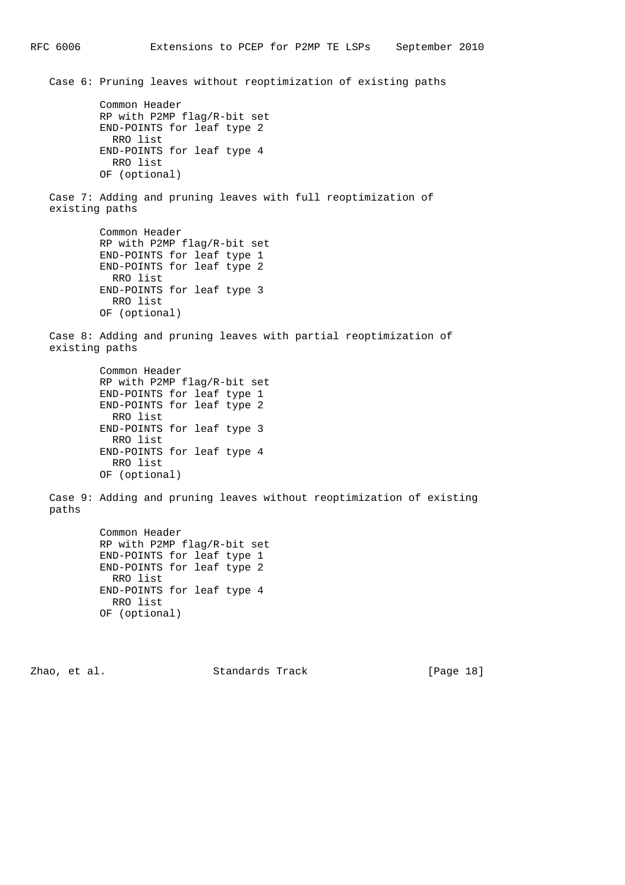Case 6: Pruning leaves without reoptimization of existing paths

```
      Common Header
      RP with P2MP flag/R-bit set
      END-POINTS for leaf type 2
        RRO list
      END-POINTS for leaf type 4
        RRO list
      OF (optional)
```

Case 7: Adding and pruning leaves with full reoptimization of existing paths

```
      Common Header
      RP with P2MP flag/R-bit set
      END-POINTS for leaf type 1
      END-POINTS for leaf type 2
        RRO list
      END-POINTS for leaf type 3
        RRO list
      OF (optional)
```

Case 8: Adding and pruning leaves with partial reoptimization of existing paths

```
      Common Header
      RP with P2MP flag/R-bit set
      END-POINTS for leaf type 1
      END-POINTS for leaf type 2
        RRO list
      END-POINTS for leaf type 3
        RRO list
      END-POINTS for leaf type 4
        RRO list
      OF (optional)
```

Case 9: Adding and pruning leaves without reoptimization of existing paths

```
      Common Header
      RP with P2MP flag/R-bit set
      END-POINTS for leaf type 1
      END-POINTS for leaf type 2
        RRO list
      END-POINTS for leaf type 4
        RRO list
      OF (optional)
```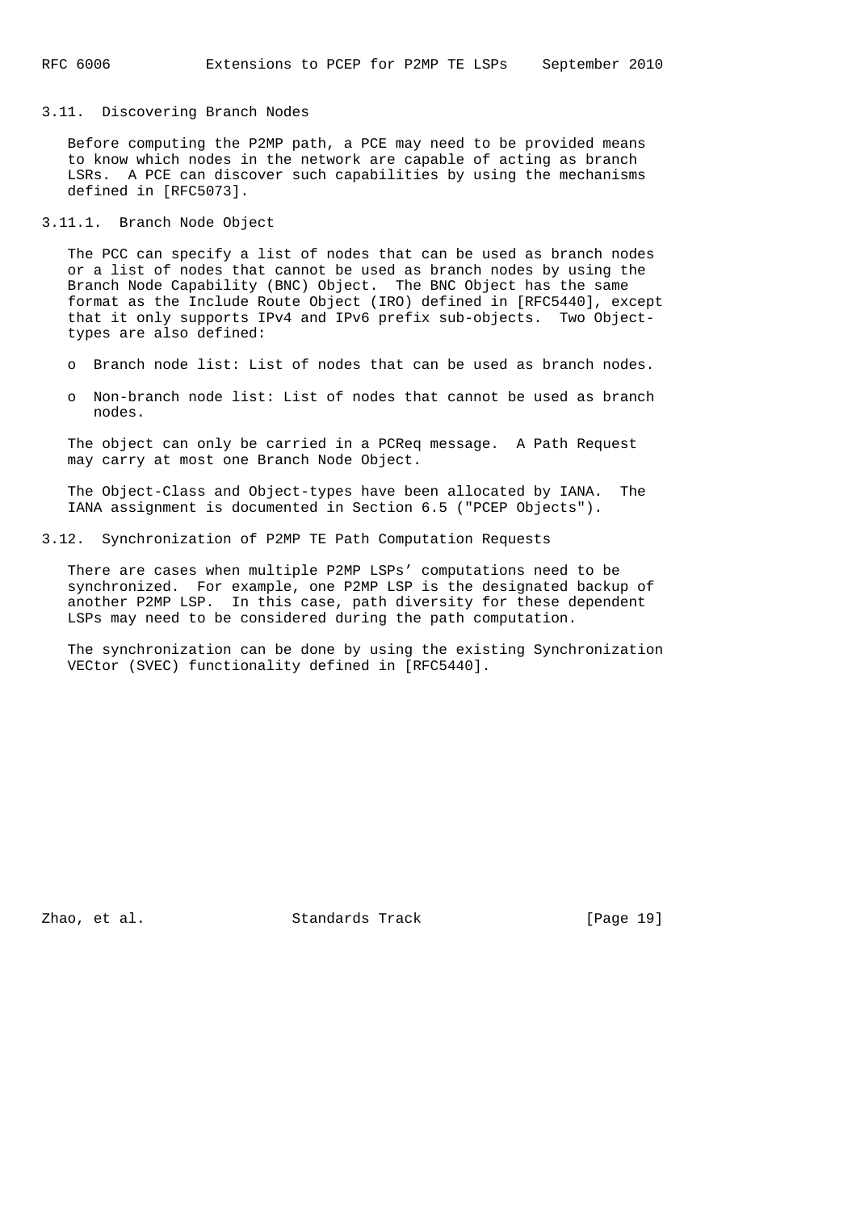### 3.11. Discovering Branch Nodes

Before computing the P2MP path, a PCE may need to be provided means to know which nodes in the network are capable of acting as branch LSRs. A PCE can discover such capabilities by using the mechanisms defined in [RFC5073].

#### 3.11.1. Branch Node Object

The PCC can specify a list of nodes that can be used as branch nodes or a list of nodes that cannot be used as branch nodes by using the Branch Node Capability (BNC) Object. The BNC Object has the same format as the Include Route Object (IRO) defined in [RFC5440], except that it only supports IPv4 and IPv6 prefix sub-objects. Two Object-types are also defined:

- Branch node list: List of nodes that can be used as branch nodes.
- Non-branch node list: List of nodes that cannot be used as branch nodes.

The object can only be carried in a PCReq message. A Path Request may carry at most one Branch Node Object.

The Object-Class and Object-types have been allocated by IANA. The IANA assignment is documented in Section 6.5 ("PCEP Objects").

### 3.12. Synchronization of P2MP TE Path Computation Requests

There are cases when multiple P2MP LSPs' computations need to be synchronized. For example, one P2MP LSP is the designated backup of another P2MP LSP. In this case, path diversity for these dependent LSPs may need to be considered during the path computation.

The synchronization can be done by using the existing Synchronization VECtor (SVEC) functionality defined in [RFC5440].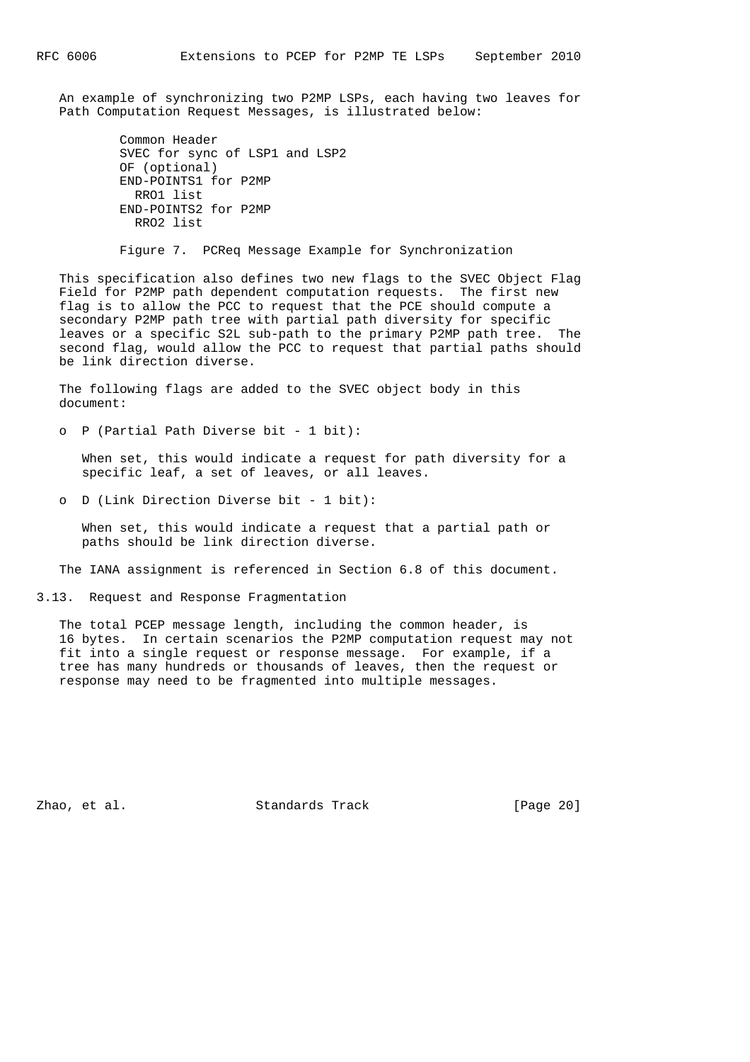An example of synchronizing two P2MP LSPs, each having two leaves for Path Computation Request Messages, is illustrated below:

```
Common Header
SVEC for sync of LSP1 and LSP2
OF (optional)
END-POINTS1 for P2MP
  RRO1 list
END-POINTS2 for P2MP
  RRO2 list
```

Figure 7. PCReq Message Example for Synchronization

This specification also defines two new flags to the SVEC Object Flag Field for P2MP path dependent computation requests. The first new flag is to allow the PCC to request that the PCE should compute a secondary P2MP path tree with partial path diversity for specific leaves or a specific S2L sub-path to the primary P2MP path tree. The second flag, would allow the PCC to request that partial paths should be link direction diverse.

The following flags are added to the SVEC object body in this document:

- P (Partial Path Diverse bit - 1 bit):

  When set, this would indicate a request for path diversity for a specific leaf, a set of leaves, or all leaves.

- D (Link Direction Diverse bit - 1 bit):

  When set, this would indicate a request that a partial path or paths should be link direction diverse.

The IANA assignment is referenced in Section 6.8 of this document.

## 3.13. Request and Response Fragmentation

The total PCEP message length, including the common header, is 16 bytes. In certain scenarios the P2MP computation request may not fit into a single request or response message. For example, if a tree has many hundreds or thousands of leaves, then the request or response may need to be fragmented into multiple messages.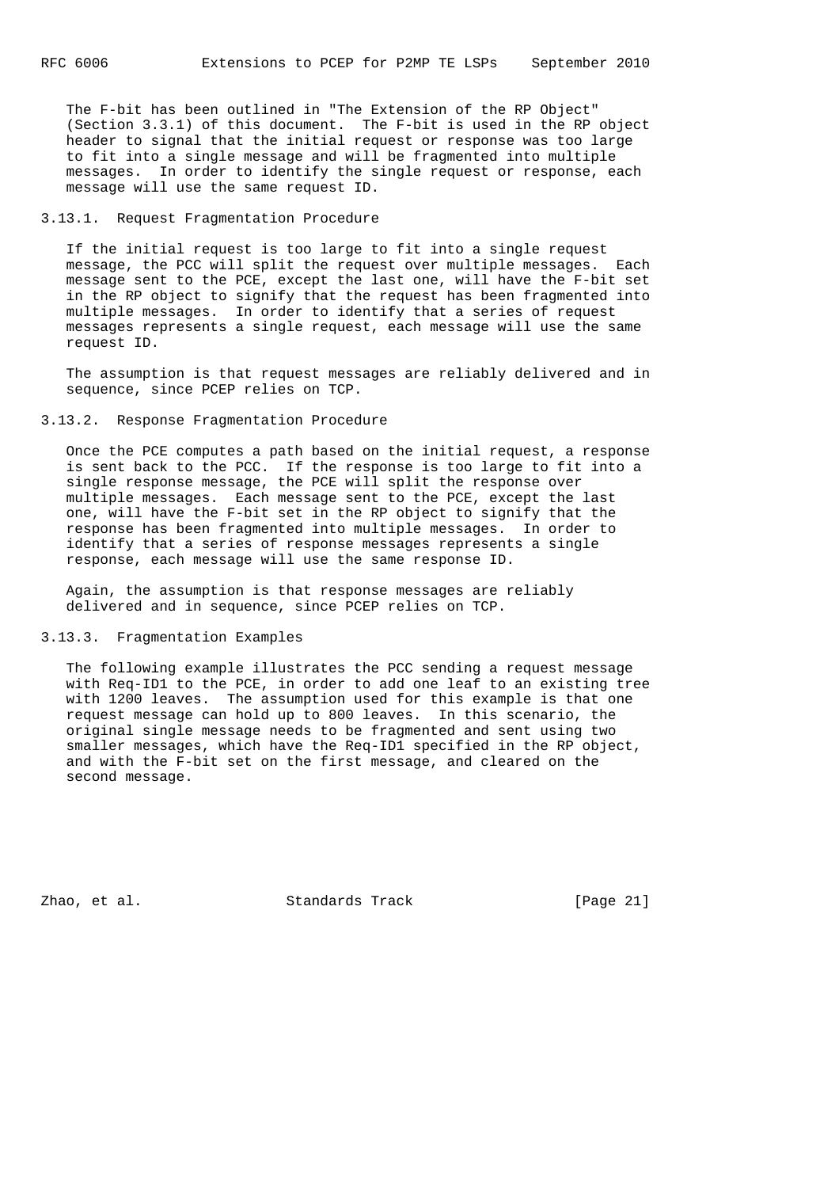The F-bit has been outlined in "The Extension of the RP Object" (Section 3.3.1) of this document. The F-bit is used in the RP object header to signal that the initial request or response was too large to fit into a single message and will be fragmented into multiple messages. In order to identify the single request or response, each message will use the same request ID.

### 3.13.1. Request Fragmentation Procedure

If the initial request is too large to fit into a single request message, the PCC will split the request over multiple messages. Each message sent to the PCE, except the last one, will have the F-bit set in the RP object to signify that the request has been fragmented into multiple messages. In order to identify that a series of request messages represents a single request, each message will use the same request ID.

The assumption is that request messages are reliably delivered and in sequence, since PCEP relies on TCP.

### 3.13.2. Response Fragmentation Procedure

Once the PCE computes a path based on the initial request, a response is sent back to the PCC. If the response is too large to fit into a single response message, the PCE will split the response over multiple messages. Each message sent to the PCE, except the last one, will have the F-bit set in the RP object to signify that the response has been fragmented into multiple messages. In order to identify that a series of response messages represents a single response, each message will use the same response ID.

Again, the assumption is that response messages are reliably delivered and in sequence, since PCEP relies on TCP.

### 3.13.3. Fragmentation Examples

The following example illustrates the PCC sending a request message with Req-ID1 to the PCE, in order to add one leaf to an existing tree with 1200 leaves. The assumption used for this example is that one request message can hold up to 800 leaves. In this scenario, the original single message needs to be fragmented and sent using two smaller messages, which have the Req-ID1 specified in the RP object, and with the F-bit set on the first message, and cleared on the second message.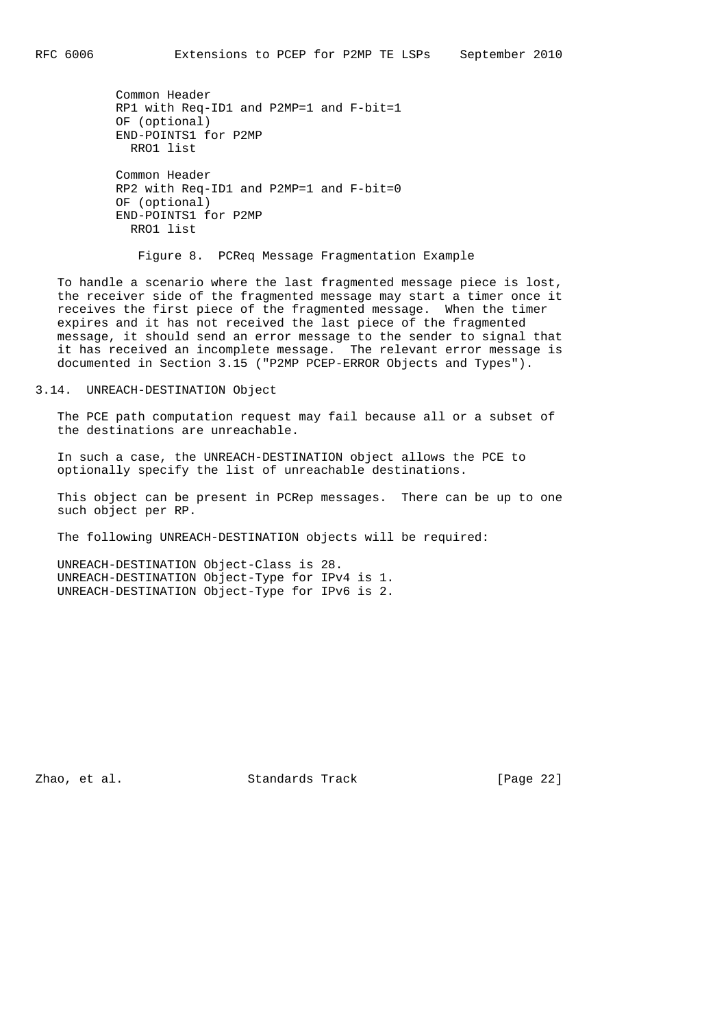```
Common Header
RP1 with Req-ID1 and P2MP=1 and F-bit=1
OF (optional)
END-POINTS1 for P2MP
  RRO1 list

Common Header
RP2 with Req-ID1 and P2MP=1 and F-bit=0
OF (optional)
END-POINTS1 for P2MP
  RRO1 list
```

Figure 8. PCReq Message Fragmentation Example

To handle a scenario where the last fragmented message piece is lost, the receiver side of the fragmented message may start a timer once it receives the first piece of the fragmented message. When the timer expires and it has not received the last piece of the fragmented message, it should send an error message to the sender to signal that it has received an incomplete message. The relevant error message is documented in Section 3.15 ("P2MP PCEP-ERROR Objects and Types").

## 3.14. UNREACH-DESTINATION Object

The PCE path computation request may fail because all or a subset of the destinations are unreachable.

In such a case, the UNREACH-DESTINATION object allows the PCE to optionally specify the list of unreachable destinations.

This object can be present in PCRep messages. There can be up to one such object per RP.

The following UNREACH-DESTINATION objects will be required:

UNREACH-DESTINATION Object-Class is 28.
UNREACH-DESTINATION Object-Type for IPv4 is 1.
UNREACH-DESTINATION Object-Type for IPv6 is 2.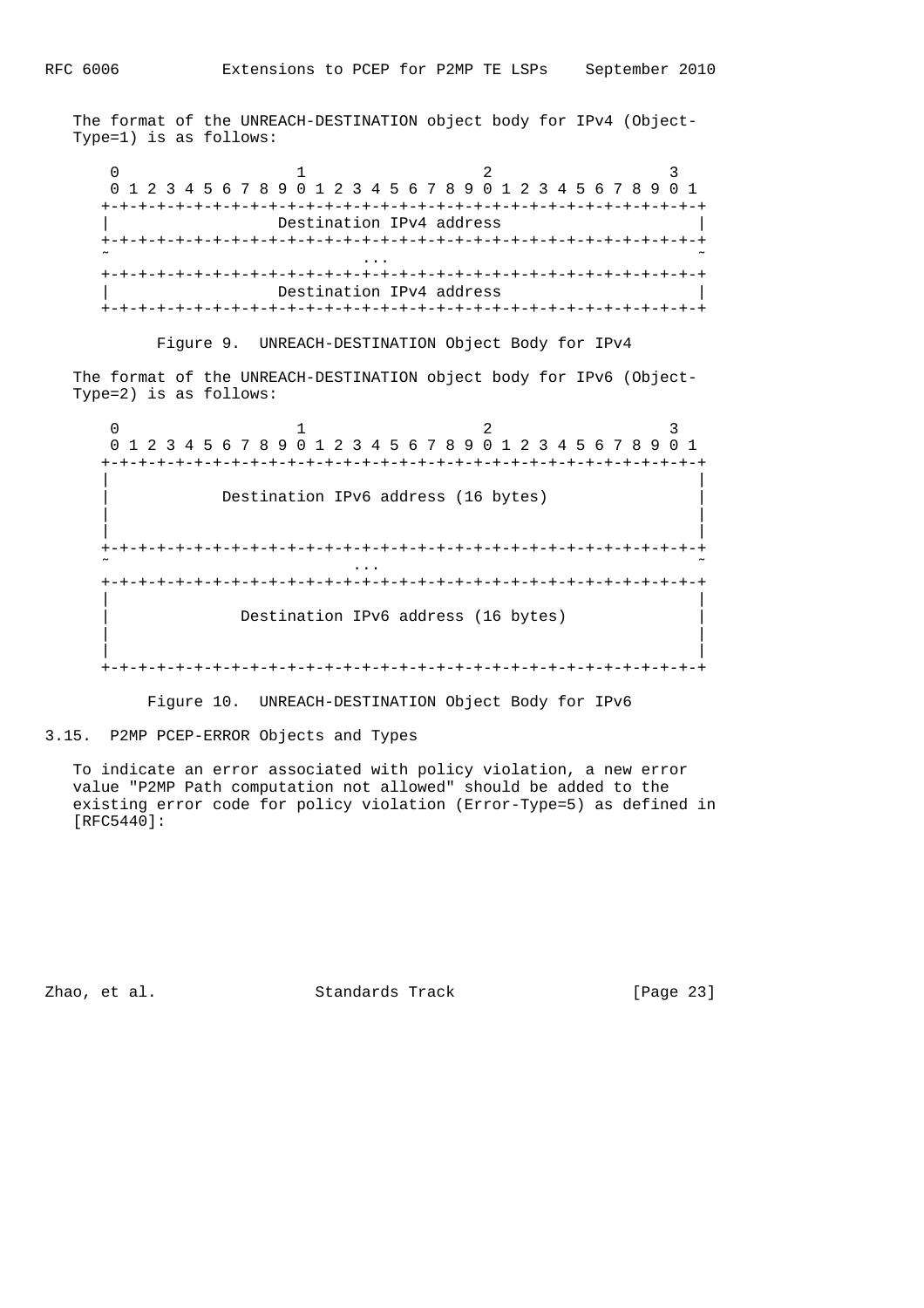The format of the UNREACH-DESTINATION object body for IPv4 (Object-Type=1) is as follows:

```
 0                   1                   2                   3
 0 1 2 3 4 5 6 7 8 9 0 1 2 3 4 5 6 7 8 9 0 1 2 3 4 5 6 7 8 9 0 1
+-+-+-+-+-+-+-+-+-+-+-+-+-+-+-+-+-+-+-+-+-+-+-+-+-+-+-+-+-+-+-+-+
|                   Destination IPv4 address                    |
+-+-+-+-+-+-+-+-+-+-+-+-+-+-+-+-+-+-+-+-+-+-+-+-+-+-+-+-+-+-+-+-+
~                            ...                                ~
+-+-+-+-+-+-+-+-+-+-+-+-+-+-+-+-+-+-+-+-+-+-+-+-+-+-+-+-+-+-+-+-+
|                   Destination IPv4 address                    |
+-+-+-+-+-+-+-+-+-+-+-+-+-+-+-+-+-+-+-+-+-+-+-+-+-+-+-+-+-+-+-+-+
```

Figure 9. UNREACH-DESTINATION Object Body for IPv4

The format of the UNREACH-DESTINATION object body for IPv6 (Object-Type=2) is as follows:

```
 0                   1                   2                   3
 0 1 2 3 4 5 6 7 8 9 0 1 2 3 4 5 6 7 8 9 0 1 2 3 4 5 6 7 8 9 0 1
+-+-+-+-+-+-+-+-+-+-+-+-+-+-+-+-+-+-+-+-+-+-+-+-+-+-+-+-+-+-+-+-+
|                                                               |
|             Destination IPv6 address (16 bytes)               |
|                                                               |
|                                                               |
+-+-+-+-+-+-+-+-+-+-+-+-+-+-+-+-+-+-+-+-+-+-+-+-+-+-+-+-+-+-+-+-+
~                            ...                                ~
+-+-+-+-+-+-+-+-+-+-+-+-+-+-+-+-+-+-+-+-+-+-+-+-+-+-+-+-+-+-+-+-+
|                                                               |
|              Destination IPv6 address (16 bytes)              |
|                                                               |
|                                                               |
+-+-+-+-+-+-+-+-+-+-+-+-+-+-+-+-+-+-+-+-+-+-+-+-+-+-+-+-+-+-+-+-+
```

Figure 10. UNREACH-DESTINATION Object Body for IPv6

## 3.15. P2MP PCEP-ERROR Objects and Types

To indicate an error associated with policy violation, a new error value "P2MP Path computation not allowed" should be added to the existing error code for policy violation (Error-Type=5) as defined in [RFC5440]: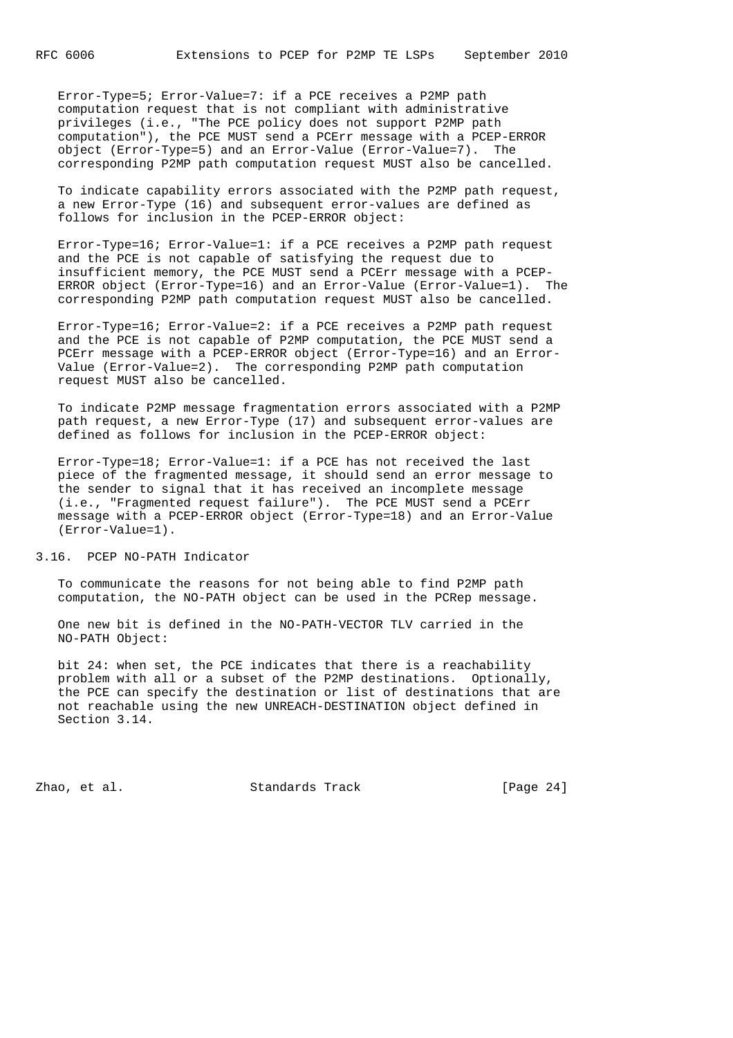Error-Type=5; Error-Value=7: if a PCE receives a P2MP path computation request that is not compliant with administrative privileges (i.e., "The PCE policy does not support P2MP path computation"), the PCE MUST send a PCErr message with a PCEP-ERROR object (Error-Type=5) and an Error-Value (Error-Value=7). The corresponding P2MP path computation request MUST also be cancelled.

To indicate capability errors associated with the P2MP path request, a new Error-Type (16) and subsequent error-values are defined as follows for inclusion in the PCEP-ERROR object:

Error-Type=16; Error-Value=1: if a PCE receives a P2MP path request and the PCE is not capable of satisfying the request due to insufficient memory, the PCE MUST send a PCErr message with a PCEP-ERROR object (Error-Type=16) and an Error-Value (Error-Value=1). The corresponding P2MP path computation request MUST also be cancelled.

Error-Type=16; Error-Value=2: if a PCE receives a P2MP path request and the PCE is not capable of P2MP computation, the PCE MUST send a PCErr message with a PCEP-ERROR object (Error-Type=16) and an Error-Value (Error-Value=2). The corresponding P2MP path computation request MUST also be cancelled.

To indicate P2MP message fragmentation errors associated with a P2MP path request, a new Error-Type (17) and subsequent error-values are defined as follows for inclusion in the PCEP-ERROR object:

Error-Type=18; Error-Value=1: if a PCE has not received the last piece of the fragmented message, it should send an error message to the sender to signal that it has received an incomplete message (i.e., "Fragmented request failure"). The PCE MUST send a PCErr message with a PCEP-ERROR object (Error-Type=18) and an Error-Value (Error-Value=1).

### 3.16. PCEP NO-PATH Indicator

To communicate the reasons for not being able to find P2MP path computation, the NO-PATH object can be used in the PCRep message.

One new bit is defined in the NO-PATH-VECTOR TLV carried in the NO-PATH Object:

bit 24: when set, the PCE indicates that there is a reachability problem with all or a subset of the P2MP destinations. Optionally, the PCE can specify the destination or list of destinations that are not reachable using the new UNREACH-DESTINATION object defined in Section 3.14.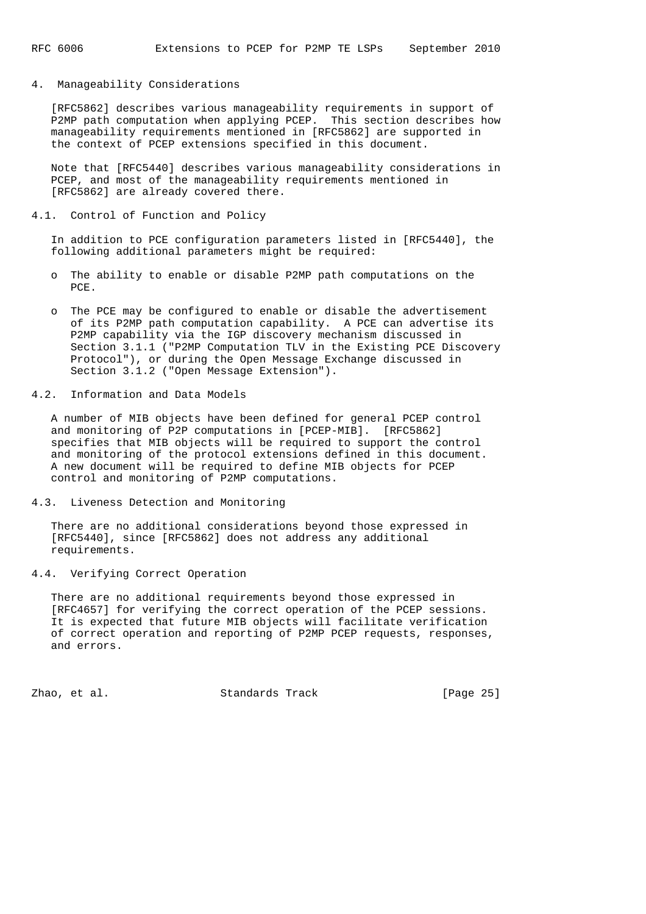## 4. Manageability Considerations

[RFC5862] describes various manageability requirements in support of P2MP path computation when applying PCEP. This section describes how manageability requirements mentioned in [RFC5862] are supported in the context of PCEP extensions specified in this document.

Note that [RFC5440] describes various manageability considerations in PCEP, and most of the manageability requirements mentioned in [RFC5862] are already covered there.

### 4.1. Control of Function and Policy

In addition to PCE configuration parameters listed in [RFC5440], the following additional parameters might be required:

- The ability to enable or disable P2MP path computations on the PCE.
- The PCE may be configured to enable or disable the advertisement of its P2MP path computation capability. A PCE can advertise its P2MP capability via the IGP discovery mechanism discussed in Section 3.1.1 ("P2MP Computation TLV in the Existing PCE Discovery Protocol"), or during the Open Message Exchange discussed in Section 3.1.2 ("Open Message Extension").

### 4.2. Information and Data Models

A number of MIB objects have been defined for general PCEP control and monitoring of P2P computations in [PCEP-MIB]. [RFC5862] specifies that MIB objects will be required to support the control and monitoring of the protocol extensions defined in this document. A new document will be required to define MIB objects for PCEP control and monitoring of P2MP computations.

### 4.3. Liveness Detection and Monitoring

There are no additional considerations beyond those expressed in [RFC5440], since [RFC5862] does not address any additional requirements.

### 4.4. Verifying Correct Operation

There are no additional requirements beyond those expressed in [RFC4657] for verifying the correct operation of the PCEP sessions. It is expected that future MIB objects will facilitate verification of correct operation and reporting of P2MP PCEP requests, responses, and errors.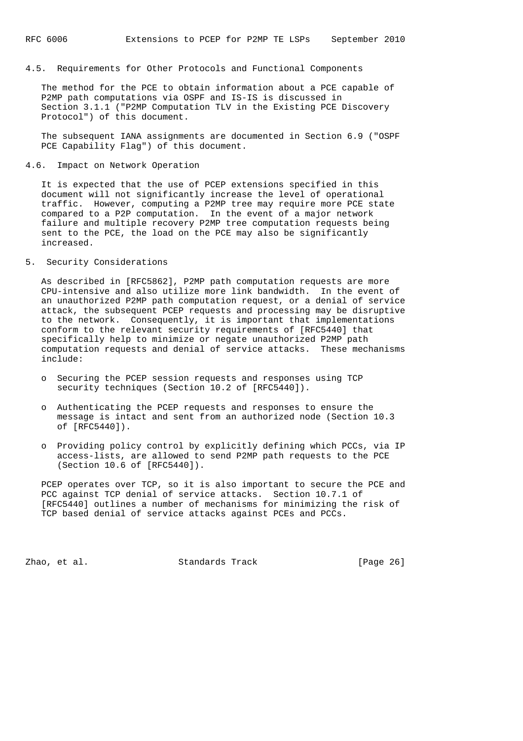### 4.5. Requirements for Other Protocols and Functional Components

The method for the PCE to obtain information about a PCE capable of P2MP path computations via OSPF and IS-IS is discussed in Section 3.1.1 ("P2MP Computation TLV in the Existing PCE Discovery Protocol") of this document.

The subsequent IANA assignments are documented in Section 6.9 ("OSPF PCE Capability Flag") of this document.

### 4.6. Impact on Network Operation

It is expected that the use of PCEP extensions specified in this document will not significantly increase the level of operational traffic. However, computing a P2MP tree may require more PCE state compared to a P2P computation. In the event of a major network failure and multiple recovery P2MP tree computation requests being sent to the PCE, the load on the PCE may also be significantly increased.

## 5. Security Considerations

As described in [RFC5862], P2MP path computation requests are more CPU-intensive and also utilize more link bandwidth. In the event of an unauthorized P2MP path computation request, or a denial of service attack, the subsequent PCEP requests and processing may be disruptive to the network. Consequently, it is important that implementations conform to the relevant security requirements of [RFC5440] that specifically help to minimize or negate unauthorized P2MP path computation requests and denial of service attacks. These mechanisms include:

- Securing the PCEP session requests and responses using TCP security techniques (Section 10.2 of [RFC5440]).
- Authenticating the PCEP requests and responses to ensure the message is intact and sent from an authorized node (Section 10.3 of [RFC5440]).
- Providing policy control by explicitly defining which PCCs, via IP access-lists, are allowed to send P2MP path requests to the PCE (Section 10.6 of [RFC5440]).

PCEP operates over TCP, so it is also important to secure the PCE and PCC against TCP denial of service attacks. Section 10.7.1 of [RFC5440] outlines a number of mechanisms for minimizing the risk of TCP based denial of service attacks against PCEs and PCCs.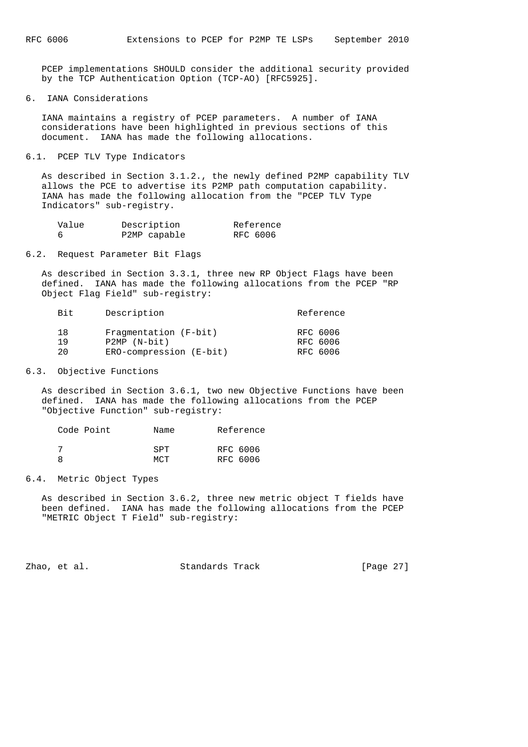PCEP implementations SHOULD consider the additional security provided by the TCP Authentication Option (TCP-AO) [RFC5925].

## 6. IANA Considerations

IANA maintains a registry of PCEP parameters. A number of IANA considerations have been highlighted in previous sections of this document. IANA has made the following allocations.

### 6.1. PCEP TLV Type Indicators

As described in Section 3.1.2., the newly defined P2MP capability TLV allows the PCE to advertise its P2MP path computation capability. IANA has made the following allocation from the "PCEP TLV Type Indicators" sub-registry.

| Value | Description | Reference |
|---|---|---|
| 6 | P2MP capable | RFC 6006 |

### 6.2. Request Parameter Bit Flags

As described in Section 3.3.1, three new RP Object Flags have been defined. IANA has made the following allocations from the PCEP "RP Object Flag Field" sub-registry:

| Bit | Description | Reference |
|---|---|---|
| 18 | Fragmentation (F-bit) | RFC 6006 |
| 19 | P2MP (N-bit) | RFC 6006 |
| 20 | ERO-compression (E-bit) | RFC 6006 |

### 6.3. Objective Functions

As described in Section 3.6.1, two new Objective Functions have been defined. IANA has made the following allocations from the PCEP "Objective Function" sub-registry:

| Code Point | Name | Reference |
|---|---|---|
| 7 | SPT | RFC 6006 |
| 8 | MCT | RFC 6006 |

### 6.4. Metric Object Types

As described in Section 3.6.2, three new metric object T fields have been defined. IANA has made the following allocations from the PCEP "METRIC Object T Field" sub-registry: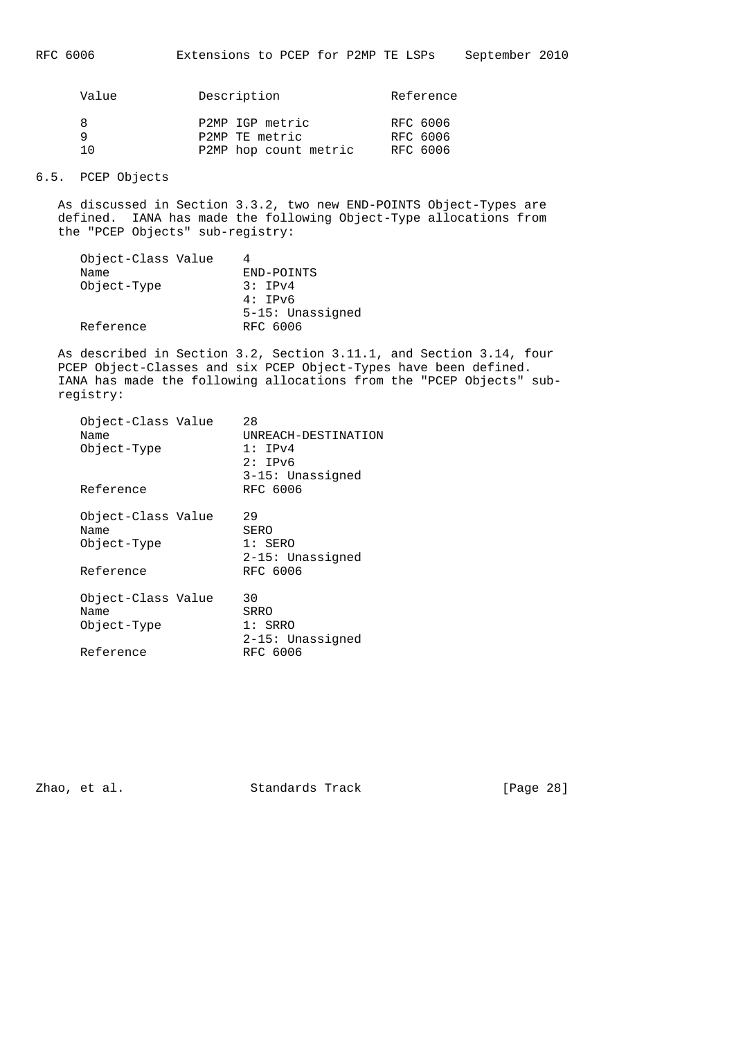| Value | Description | Reference |
|---|---|---|
| 8 | P2MP IGP metric | RFC 6006 |
| 9 | P2MP TE metric | RFC 6006 |
| 10 | P2MP hop count metric | RFC 6006 |

## 6.5. PCEP Objects

As discussed in Section 3.3.2, two new END-POINTS Object-Types are defined. IANA has made the following Object-Type allocations from the "PCEP Objects" sub-registry:

```
Object-Class Value    4
Name                  END-POINTS
Object-Type           3: IPv4
                      4: IPv6
                      5-15: Unassigned
Reference             RFC 6006
```

As described in Section 3.2, Section 3.11.1, and Section 3.14, four PCEP Object-Classes and six PCEP Object-Types have been defined. IANA has made the following allocations from the "PCEP Objects" sub-registry:

```
Object-Class Value    28
Name                  UNREACH-DESTINATION
Object-Type           1: IPv4
                      2: IPv6
                      3-15: Unassigned
Reference             RFC 6006

Object-Class Value    29
Name                  SERO
Object-Type           1: SERO
                      2-15: Unassigned
Reference             RFC 6006

Object-Class Value    30
Name                  SRRO
Object-Type           1: SRRO
                      2-15: Unassigned
Reference             RFC 6006
```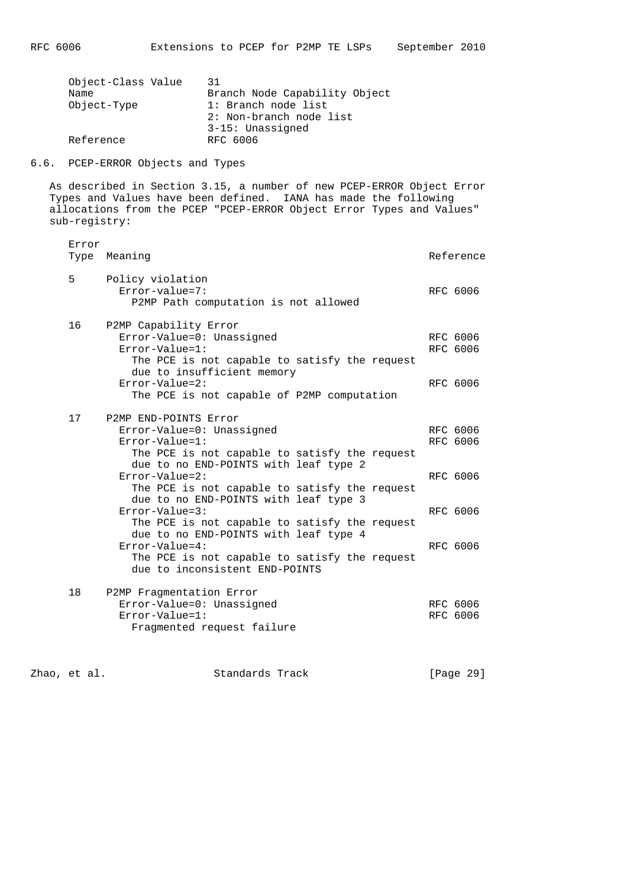| | |
|---|---|
| Object-Class Value | 31 |
| Name | Branch Node Capability Object |
| Object-Type | 1: Branch node list<br>2: Non-branch node list<br>3-15: Unassigned |
| Reference | RFC 6006 |

## 6.6. PCEP-ERROR Objects and Types

As described in Section 3.15, a number of new PCEP-ERROR Object Error Types and Values have been defined. IANA has made the following allocations from the PCEP "PCEP-ERROR Object Error Types and Values" sub-registry:

| Error Type | Meaning | Reference |
|---|---|---|
| 5 | Policy violation | |
| | Error-value=7: P2MP Path computation is not allowed | RFC 6006 |
| 16 | P2MP Capability Error | |
| | Error-Value=0: Unassigned | RFC 6006 |
| | Error-Value=1: The PCE is not capable to satisfy the request due to insufficient memory | RFC 6006 |
| | Error-Value=2: The PCE is not capable of P2MP computation | RFC 6006 |
| 17 | P2MP END-POINTS Error | |
| | Error-Value=0: Unassigned | RFC 6006 |
| | Error-Value=1: The PCE is not capable to satisfy the request due to no END-POINTS with leaf type 2 | RFC 6006 |
| | Error-Value=2: The PCE is not capable to satisfy the request due to no END-POINTS with leaf type 3 | RFC 6006 |
| | Error-Value=3: The PCE is not capable to satisfy the request due to no END-POINTS with leaf type 4 | RFC 6006 |
| | Error-Value=4: The PCE is not capable to satisfy the request due to inconsistent END-POINTS | RFC 6006 |
| 18 | P2MP Fragmentation Error | |
| | Error-Value=0: Unassigned | RFC 6006 |
| | Error-Value=1: Fragmented request failure | RFC 6006 |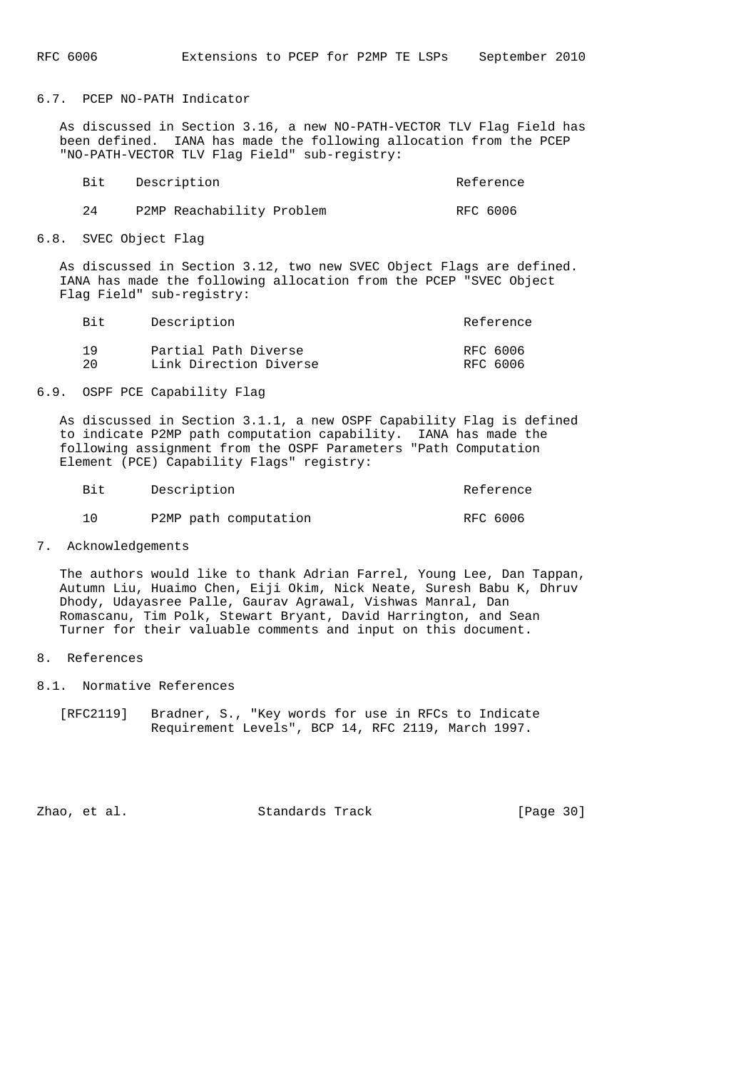## 6.7. PCEP NO-PATH Indicator

As discussed in Section 3.16, a new NO-PATH-VECTOR TLV Flag Field has been defined. IANA has made the following allocation from the PCEP "NO-PATH-VECTOR TLV Flag Field" sub-registry:

| Bit | Description | Reference |
|---|---|---|
| 24 | P2MP Reachability Problem | RFC 6006 |

## 6.8. SVEC Object Flag

As discussed in Section 3.12, two new SVEC Object Flags are defined. IANA has made the following allocation from the PCEP "SVEC Object Flag Field" sub-registry:

| Bit | Description | Reference |
|---|---|---|
| 19 | Partial Path Diverse | RFC 6006 |
| 20 | Link Direction Diverse | RFC 6006 |

## 6.9. OSPF PCE Capability Flag

As discussed in Section 3.1.1, a new OSPF Capability Flag is defined to indicate P2MP path computation capability. IANA has made the following assignment from the OSPF Parameters "Path Computation Element (PCE) Capability Flags" registry:

| Bit | Description | Reference |
|---|---|---|
| 10 | P2MP path computation | RFC 6006 |

# 7. Acknowledgements

The authors would like to thank Adrian Farrel, Young Lee, Dan Tappan, Autumn Liu, Huaimo Chen, Eiji Okim, Nick Neate, Suresh Babu K, Dhruv Dhody, Udayasree Palle, Gaurav Agrawal, Vishwas Manral, Dan Romascanu, Tim Polk, Stewart Bryant, David Harrington, and Sean Turner for their valuable comments and input on this document.

# 8. References

## 8.1. Normative References

[RFC2119] Bradner, S., "Key words for use in RFCs to Indicate Requirement Levels", BCP 14, RFC 2119, March 1997.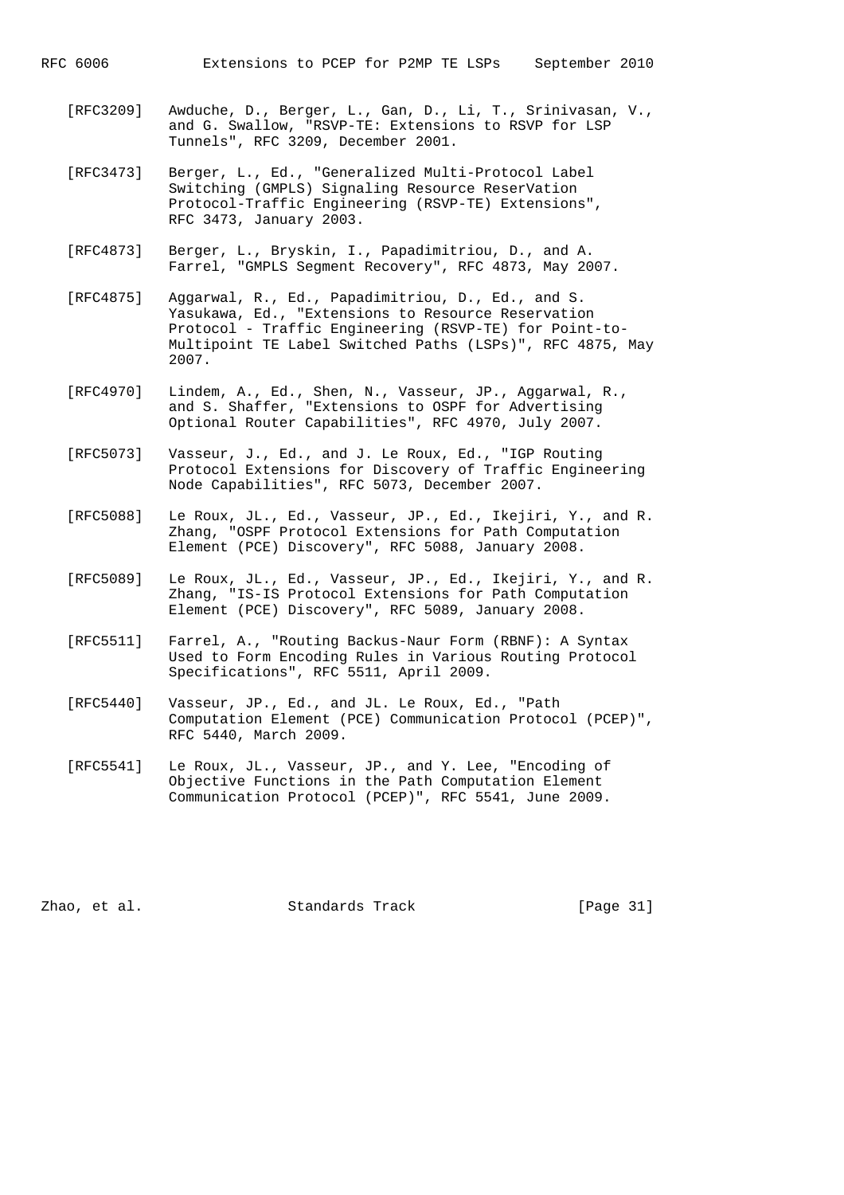[RFC3209] Awduche, D., Berger, L., Gan, D., Li, T., Srinivasan, V., and G. Swallow, "RSVP-TE: Extensions to RSVP for LSP Tunnels", RFC 3209, December 2001.

[RFC3473] Berger, L., Ed., "Generalized Multi-Protocol Label Switching (GMPLS) Signaling Resource ReserVation Protocol-Traffic Engineering (RSVP-TE) Extensions", RFC 3473, January 2003.

[RFC4873] Berger, L., Bryskin, I., Papadimitriou, D., and A. Farrel, "GMPLS Segment Recovery", RFC 4873, May 2007.

[RFC4875] Aggarwal, R., Ed., Papadimitriou, D., Ed., and S. Yasukawa, Ed., "Extensions to Resource Reservation Protocol - Traffic Engineering (RSVP-TE) for Point-to-Multipoint TE Label Switched Paths (LSPs)", RFC 4875, May 2007.

[RFC4970] Lindem, A., Ed., Shen, N., Vasseur, JP., Aggarwal, R., and S. Shaffer, "Extensions to OSPF for Advertising Optional Router Capabilities", RFC 4970, July 2007.

[RFC5073] Vasseur, J., Ed., and J. Le Roux, Ed., "IGP Routing Protocol Extensions for Discovery of Traffic Engineering Node Capabilities", RFC 5073, December 2007.

[RFC5088] Le Roux, JL., Ed., Vasseur, JP., Ed., Ikejiri, Y., and R. Zhang, "OSPF Protocol Extensions for Path Computation Element (PCE) Discovery", RFC 5088, January 2008.

[RFC5089] Le Roux, JL., Ed., Vasseur, JP., Ed., Ikejiri, Y., and R. Zhang, "IS-IS Protocol Extensions for Path Computation Element (PCE) Discovery", RFC 5089, January 2008.

[RFC5511] Farrel, A., "Routing Backus-Naur Form (RBNF): A Syntax Used to Form Encoding Rules in Various Routing Protocol Specifications", RFC 5511, April 2009.

[RFC5440] Vasseur, JP., Ed., and JL. Le Roux, Ed., "Path Computation Element (PCE) Communication Protocol (PCEP)", RFC 5440, March 2009.

[RFC5541] Le Roux, JL., Vasseur, JP., and Y. Lee, "Encoding of Objective Functions in the Path Computation Element Communication Protocol (PCEP)", RFC 5541, June 2009.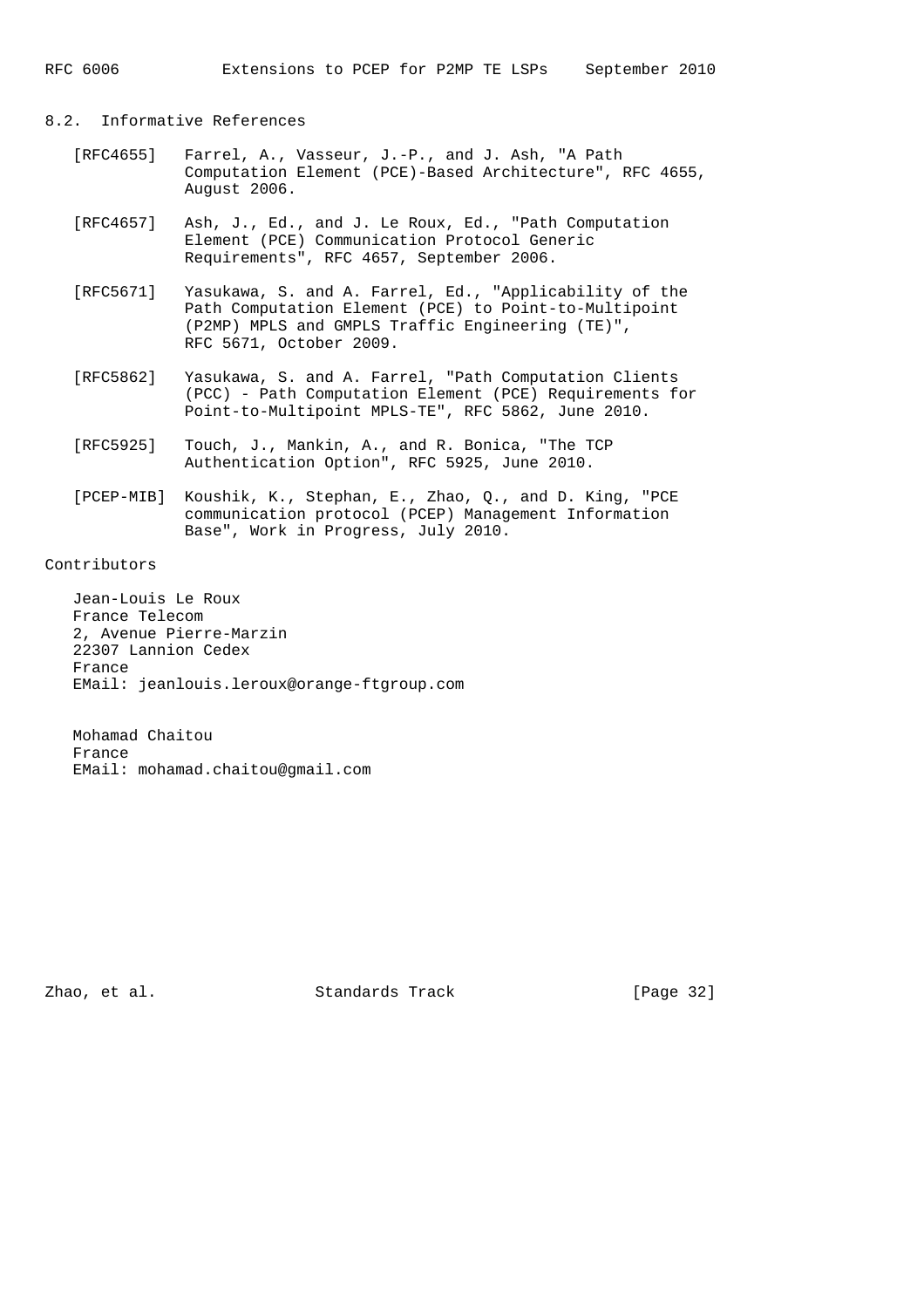## 8.2. Informative References

[RFC4655] Farrel, A., Vasseur, J.-P., and J. Ash, "A Path Computation Element (PCE)-Based Architecture", RFC 4655, August 2006.

[RFC4657] Ash, J., Ed., and J. Le Roux, Ed., "Path Computation Element (PCE) Communication Protocol Generic Requirements", RFC 4657, September 2006.

[RFC5671] Yasukawa, S. and A. Farrel, Ed., "Applicability of the Path Computation Element (PCE) to Point-to-Multipoint (P2MP) MPLS and GMPLS Traffic Engineering (TE)", RFC 5671, October 2009.

[RFC5862] Yasukawa, S. and A. Farrel, "Path Computation Clients (PCC) - Path Computation Element (PCE) Requirements for Point-to-Multipoint MPLS-TE", RFC 5862, June 2010.

[RFC5925] Touch, J., Mankin, A., and R. Bonica, "The TCP Authentication Option", RFC 5925, June 2010.

[PCEP-MIB] Koushik, K., Stephan, E., Zhao, Q., and D. King, "PCE communication protocol (PCEP) Management Information Base", Work in Progress, July 2010.

## Contributors

Jean-Louis Le Roux
France Telecom
2, Avenue Pierre-Marzin
22307 Lannion Cedex
France
EMail: jeanlouis.leroux@orange-ftgroup.com

Mohamad Chaitou
France
EMail: mohamad.chaitou@gmail.com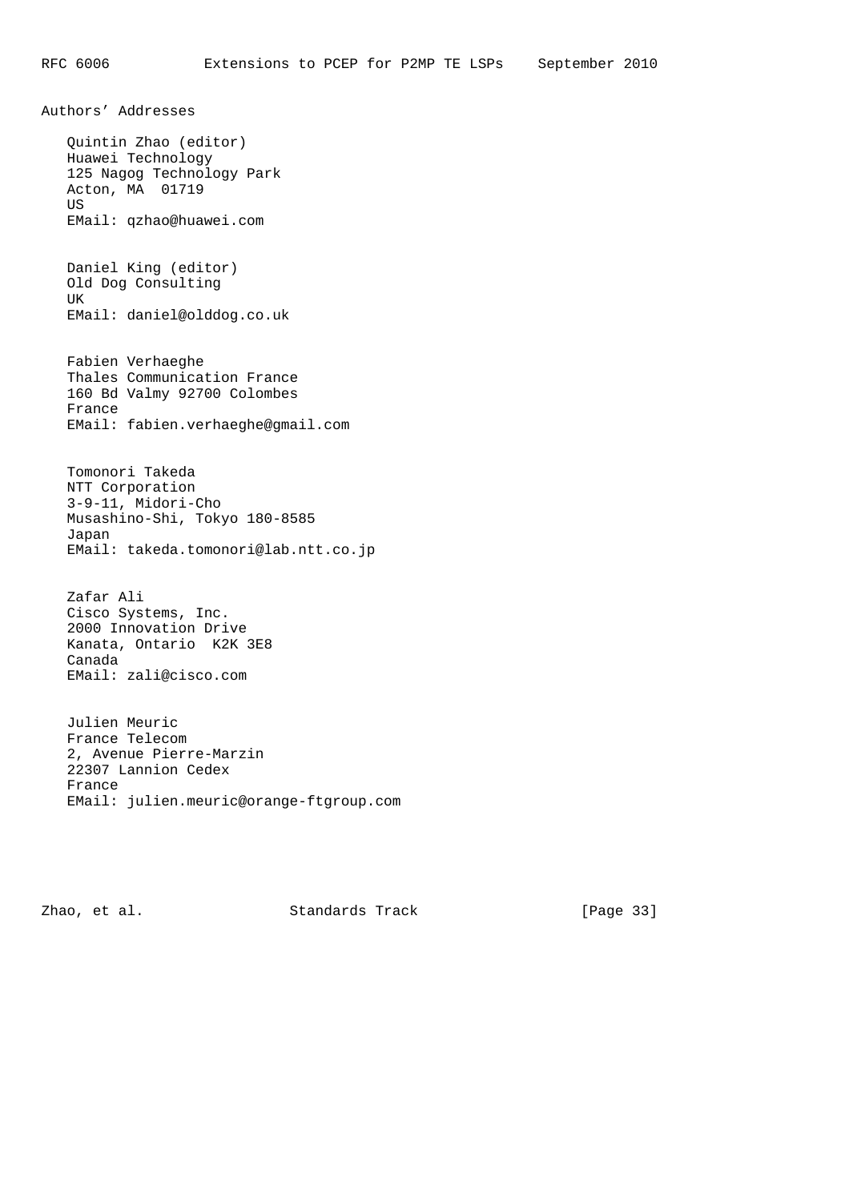## Authors' Addresses

Quintin Zhao (editor)
Huawei Technology
125 Nagog Technology Park
Acton, MA 01719
US
EMail: qzhao@huawei.com

Daniel King (editor)
Old Dog Consulting
UK
EMail: daniel@olddog.co.uk

Fabien Verhaeghe
Thales Communication France
160 Bd Valmy 92700 Colombes
France
EMail: fabien.verhaeghe@gmail.com

Tomonori Takeda
NTT Corporation
3-9-11, Midori-Cho
Musashino-Shi, Tokyo 180-8585
Japan
EMail: takeda.tomonori@lab.ntt.co.jp

Zafar Ali
Cisco Systems, Inc.
2000 Innovation Drive
Kanata, Ontario K2K 3E8
Canada
EMail: zali@cisco.com

Julien Meuric
France Telecom
2, Avenue Pierre-Marzin
22307 Lannion Cedex
France
EMail: julien.meuric@orange-ftgroup.com